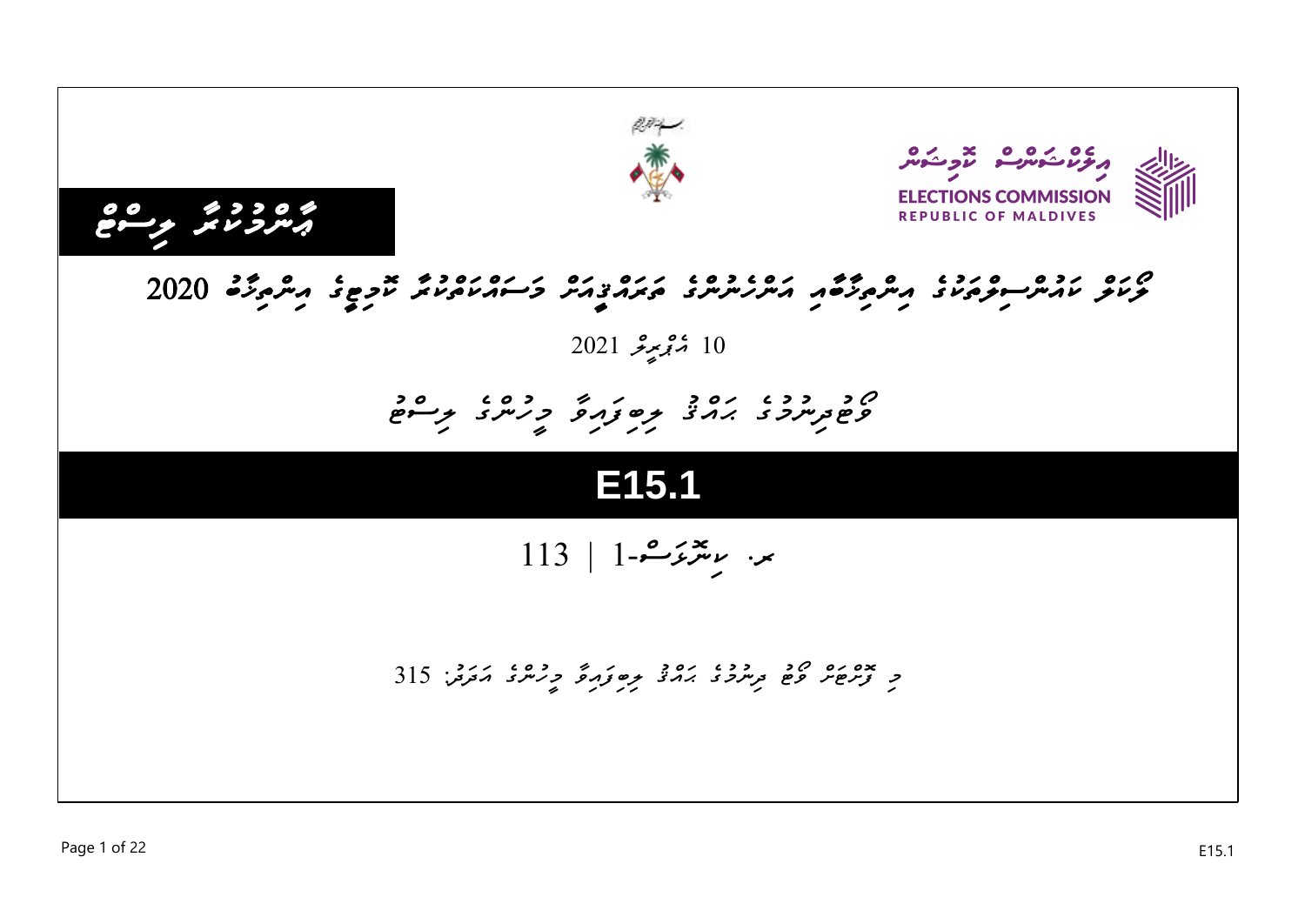އިލެކްޝަންސް ކޮމިޝަން

ELECTIONS COMMISSION
REPUBLIC OF MALDIVES

# އާންމުކުރާ ލިސްޓު

## ލޯކަލް ކައުންސިލްތަކުގެ އިންތިޚާބާއި އަންހެނުންގެ ތަރައްޤީއަށް މަސައްކަތްކުރާ ކޮމިޓީގެ އިންތިޚާބު 2020

10 އޭޕްރީލް 2021

### ވޯޓުދިނުމުގެ ޙައްޤު ލިބިފައިވާ މީހުންގެ ލިސްޓު

# E15.1

ރ. ކިނޮޅަސް-1 | 113

މި ފޮށިން ވޯޓު ދިނުމުގެ ޙައްޤު ލިބިފައިވާ މީހުންގެ އަދަދު: 315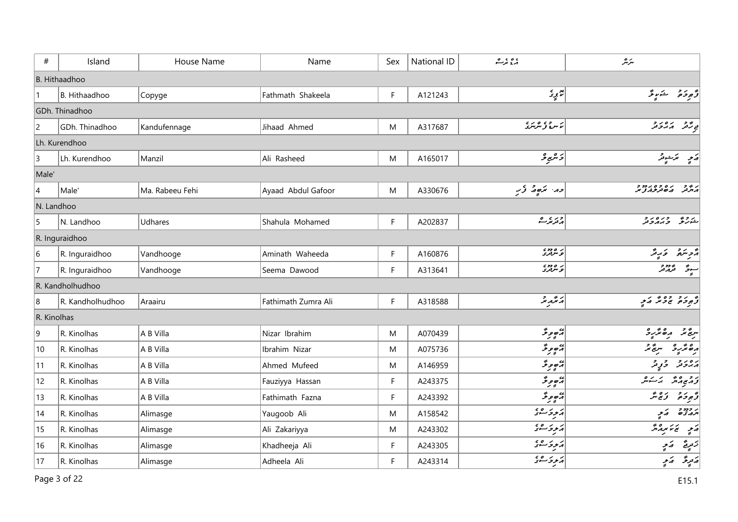| # | Island | House Name | Name | Sex | National ID | ގެއުގެ ނަން | ނަން |
|---|---|---|---|---|---|---|---|
| B. Hithaadhoo | | | | | | | |
| 1 | B. Hithaadhoo | Copyge | Fathmath Shakeela | F | A121243 | ކޮޕީގެ | ފާތިމަތު ޝަކީލާ |
| GDh. Thinadhoo | | | | | | | |
| 2 | GDh. Thinadhoo | Kandufennage | Jihaad Ahmed | M | A317687 | ކަނޑުފެންނަގެ | ޖިހާދު އަޙްމަދު |
| Lh. Kurendhoo | | | | | | | |
| 3 | Lh. Kurendhoo | Manzil | Ali Rasheed | M | A165017 | މަންޒިލް | އަލި ރަޝީދު |
| Male' | | | | | | | |
| 4 | Male' | Ma. Rabeeu Fehi | Ayaad Abdul Gafoor | M | A330676 | މއ. ރަބީޢު ފެހި | އަޔާދު އަބްދުލްޣަފޫރު |
| N. Landhoo | | | | | | | |
| 5 | N. Landhoo | Udhares | Shahula Mohamed | F | A202837 | އުދަރެސް | ޝަހުލާ މުޙައްމަދު |
| R. Inguraidhoo | | | | | | | |
| 6 | R. Inguraidhoo | Vandhooge | Aminath Waheeda | F | A160876 | ވަނދޫގެ | އާމިނަތު ވަހީދާ |
| 7 | R. Inguraidhoo | Vandhooge | Seema Dawood | F | A313641 | ވަނދޫގެ | ސީމާ ދާއޫދު |
| R. Kandholhudhoo | | | | | | | |
| 8 | R. Kandholhudhoo | Araairu | Fathimath Zumra Ali | F | A318588 | އަރާއިރު | ފާތިމަތު ޒުމްރާ އަލި |
| R. Kinolhas | | | | | | | |
| 9 | R. Kinolhas | A B Villa | Nizar Ibrahim | M | A070439 | އޭބީވިލާ | ނިޒާރު އިބްރާހީމް |
| 10 | R. Kinolhas | A B Villa | Ibrahim Nizar | M | A075736 | އޭބީވިލާ | އިބްރާހީމް ނިޒާރު |
| 11 | R. Kinolhas | A B Villa | Ahmed Mufeed | M | A146959 | އޭބީވިލާ | އަޙްމަދު މުފީދު |
| 12 | R. Kinolhas | A B Villa | Fauziyya Hassan | F | A243375 | އޭބީވިލާ | ފައުޒިއްޔާ ހަސަން |
| 13 | R. Kinolhas | A B Villa | Fathimath Fazna | F | A243392 | އޭބީވިލާ | ފާތިމަތު ފަޒްނާ |
| 14 | R. Kinolhas | Alimasge | Yaugoob Ali | M | A158542 | އަލިމަސްގެ | ޔަޢުޤޫބު އަލި |
| 15 | R. Kinolhas | Alimasge | Ali Zakariyya | M | A243302 | އަލިމަސްގެ | އަލި ޒަކަރިއްޔާ |
| 16 | R. Kinolhas | Alimasge | Khadheeja Ali | F | A243305 | އަލިމަސްގެ | ޚަދީޖާ އަލި |
| 17 | R. Kinolhas | Alimasge | Adheela Ali | F | A243314 | އަލިމަސްގެ | އަދީލާ އަލި |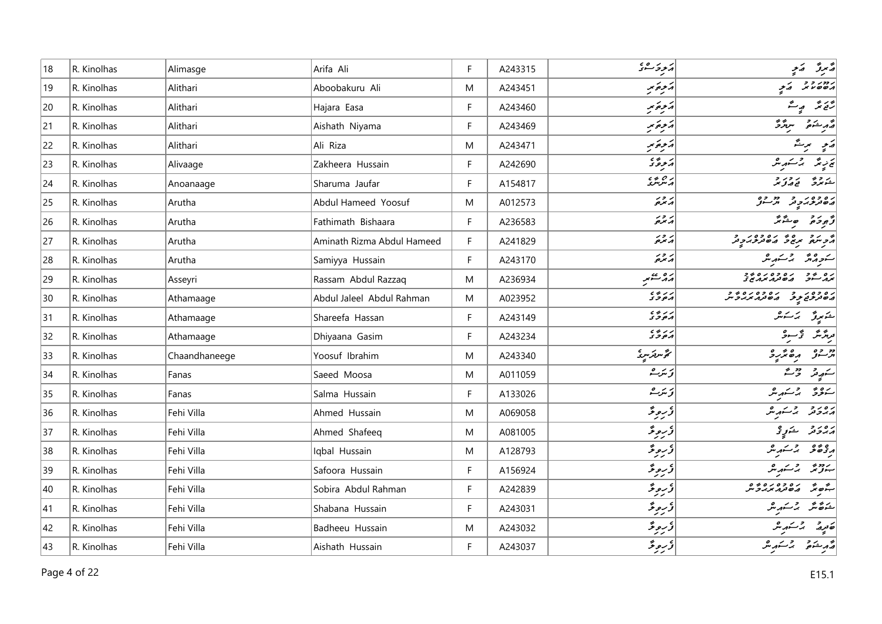| 18 | R. Kinolhas | Alimasge | Arifa Ali | F | A243315 | އަލިމަސްގެ | އާރިފާ އަލި |
|---|---|---|---|---|---|---|---|
| 19 | R. Kinolhas | Alithari | Aboobakuru Ali | M | A243451 | އަލިތަރި | އަބޫބަކުރު އަލި |
| 20 | R. Kinolhas | Alithari | Hajara Easa | F | A243460 | އަލިތަރި | ހާޖަރާ ޢީސާ |
| 21 | R. Kinolhas | Alithari | Aishath Niyama | F | A243469 | އަލިތަރި | އައިށަތު ނިޔާމާ |
| 22 | R. Kinolhas | Alithari | Ali Riza | M | A243471 | އަލިތަރި | އަލި ރިޟާ |
| 23 | R. Kinolhas | Alivaage | Zakheera Hussain | F | A242690 | އަލިވާގެ | ޒަކީރާ ހުސައިން |
| 24 | R. Kinolhas | Anoanaage | Sharuma Jaufar | F | A154817 | އަނޯނާގެ | ޝަރުމާ ޖައުފަރު |
| 25 | R. Kinolhas | Arutha | Abdul Hameed Yoosuf | M | A012573 | އަރުތަ | އަބްދުލްޙަމީދު ޔޫސުފް |
| 26 | R. Kinolhas | Arutha | Fathimath Bishaara | F | A236583 | އަރުތަ | ފާތިމަތު ބިޝާރާ |
| 27 | R. Kinolhas | Arutha | Aminath Rizma Abdul Hameed | F | A241829 | އަރުތަ | އާމިނަތު ރިޒްމާ އަބްދުލްޙަމީދު |
| 28 | R. Kinolhas | Arutha | Samiyya Hussain | F | A243170 | އަރުތަ | ސަމިއްޔާ ހުސައިން |
| 29 | R. Kinolhas | Asseyri | Rassam Abdul Razzaq | M | A236934 | އައްސޭރި | ރައްސާމް އަބްދުއްރައްޒާޤު |
| 30 | R. Kinolhas | Athamaage | Abdul Jaleel Abdul Rahman | M | A023952 | އަތަމާގެ | އަބްދުލްޖަލީލް އަބްދުއްރަޙްމާން |
| 31 | R. Kinolhas | Athamaage | Shareefa Hassan | F | A243149 | އަތަމާގެ | ޝަރީފާ ޙަސަން |
| 32 | R. Kinolhas | Athamaage | Dhiyaana Gasim | F | A243234 | އަތަމާގެ | ދިޔާނާ ޤާސިމް |
| 33 | R. Kinolhas | Chaandhaneege | Yoosuf Ibrahim | M | A243340 | ޗާނދަނީގެ | ޔޫސުފް އިބްރާހީމް |
| 34 | R. Kinolhas | Fanas | Saeed Moosa | M | A011059 | ފަނަސް | ސައީދު މޫސާ |
| 35 | R. Kinolhas | Fanas | Salma Hussain | F | A133026 | ފަނަސް | ސަލްމާ ހުސައިން |
| 36 | R. Kinolhas | Fehi Villa | Ahmed Hussain | M | A069058 | ފެހިވިލާ | އަޙްމަދު ހުސައިން |
| 37 | R. Kinolhas | Fehi Villa | Ahmed Shafeeq | M | A081005 | ފެހިވިލާ | އަޙްމަދު ޝަފީޤު |
| 38 | R. Kinolhas | Fehi Villa | Iqbal Hussain | M | A128793 | ފެހިވިލާ | އިքބާލް ހުސައިން |
| 39 | R. Kinolhas | Fehi Villa | Safoora Hussain | F | A156924 | ފެހިވިލާ | ސަފޫރާ ހުސައިން |
| 40 | R. Kinolhas | Fehi Villa | Sobira Abdul Rahman | F | A242839 | ފެހިވިލާ | ޞާބިރާ އަބްދުއްރަޙްމާން |
| 41 | R. Kinolhas | Fehi Villa | Shabana Hussain | F | A243031 | ފެހިވިލާ | ޝަބާނާ ހުސައިން |
| 42 | R. Kinolhas | Fehi Villa | Badheeu Hussain | M | A243032 | ފެހިވިލާ | ބަދީޢު ހުސައިން |
| 43 | R. Kinolhas | Fehi Villa | Aishath Hussain | F | A243037 | ފެހިވިލާ | އައިށަތު ހުސައިން |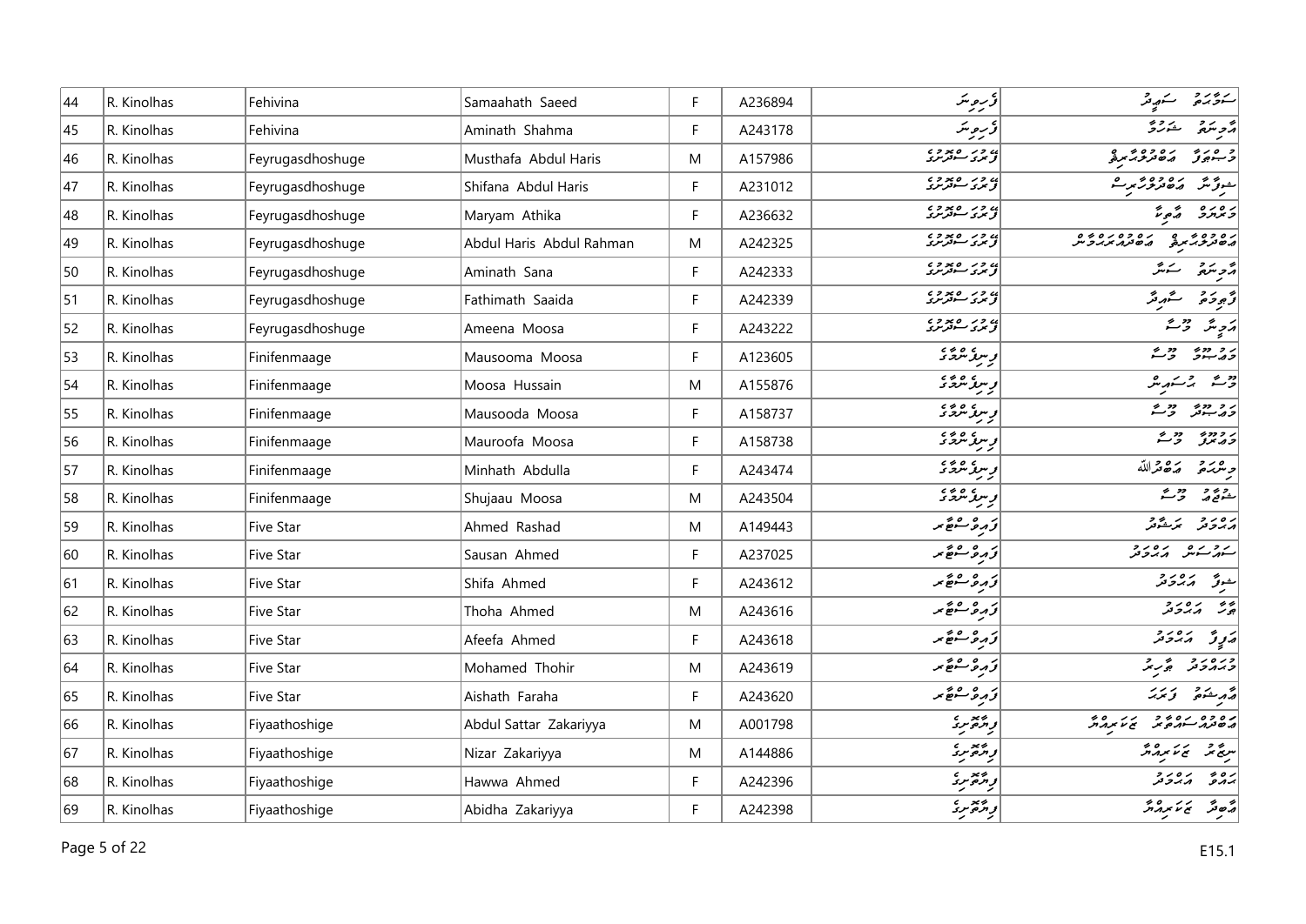| 44 | R. Kinolhas | Fehivina | Samaahath Saeed | F | A236894 | ފެހިވިނަ | ސަމާހަތު ސަޢީދު |
|---|---|---|---|---|---|---|---|
| 45 | R. Kinolhas | Fehivina | Aminath Shahma | F | A243178 | ފެހިވިނަ | އާމިނަތު ޝަހުމާ |
| 46 | R. Kinolhas | Feyrugasdhoshuge | Musthafa Abdul Haris | M | A157986 | ފޭރުގަސްދޮށުގެ | މުސްތަފާ އަބްދުލްހާރިސް |
| 47 | R. Kinolhas | Feyrugasdhoshuge | Shifana Abdul Haris | F | A231012 | ފޭރުގަސްދޮށުގެ | ޝިފާނާ އަބްދުލްހާރިސް |
| 48 | R. Kinolhas | Feyrugasdhoshuge | Maryam Athika | F | A236632 | ފޭރުގަސްދޮށުގެ | މަރްޔަމް އާތިކާ |
| 49 | R. Kinolhas | Feyrugasdhoshuge | Abdul Haris Abdul Rahman | M | A242325 | ފޭރުގަސްދޮށުގެ | އަބްދުލްހާރިސް އަބްދުއްރަޙްމާން |
| 50 | R. Kinolhas | Feyrugasdhoshuge | Aminath Sana | F | A242333 | ފޭރުގަސްދޮށުގެ | އާމިނަތު ސަނާ |
| 51 | R. Kinolhas | Feyrugasdhoshuge | Fathimath Saaida | F | A242339 | ފޭރުގަސްދޮށުގެ | ފާތިމަތު ސާއިދާ |
| 52 | R. Kinolhas | Feyrugasdhoshuge | Ameena Moosa | F | A243222 | ފޭރުގަސްދޮށުގެ | އަމީނާ މޫސާ |
| 53 | R. Kinolhas | Finifenmaage | Mausooma Moosa | F | A123605 | ފިނިފެންމާގެ | މައުސޫމާ މޫސާ |
| 54 | R. Kinolhas | Finifenmaage | Moosa Hussain | M | A155876 | ފިނިފެންމާގެ | މޫސާ ހުސައިން |
| 55 | R. Kinolhas | Finifenmaage | Mausooda Moosa | F | A158737 | ފިނިފެންމާގެ | މައުސޫދާ މޫސާ |
| 56 | R. Kinolhas | Finifenmaage | Mauroofa Moosa | F | A158738 | ފިނިފެންމާގެ | މައުރޫފާ މޫސާ |
| 57 | R. Kinolhas | Finifenmaage | Minhath Abdulla | F | A243474 | ފިނިފެންމާގެ | މިންހަތު އަބްދުﷲ |
| 58 | R. Kinolhas | Finifenmaage | Shujaau Moosa | M | A243504 | ފިނިފެންމާގެ | ޝުޖާއު މޫސާ |
| 59 | R. Kinolhas | Five Star | Ahmed Rashad | M | A149443 | ފައިވްސްޓާރ | އަޙްމަދު ރަޝާދު |
| 60 | R. Kinolhas | Five Star | Sausan Ahmed | F | A237025 | ފައިވްސްޓާރ | ސައުސަން އަޙްމަދު |
| 61 | R. Kinolhas | Five Star | Shifa Ahmed | F | A243612 | ފައިވްސްޓާރ | ޝިފާ އަޙްމަދު |
| 62 | R. Kinolhas | Five Star | Thoha Ahmed | M | A243616 | ފައިވްސްޓާރ | ޠޯހާ އަޙްމަދު |
| 63 | R. Kinolhas | Five Star | Afeefa Ahmed | F | A243618 | ފައިވްސްޓާރ | އަފީފާ އަޙްމަދު |
| 64 | R. Kinolhas | Five Star | Mohamed Thohir | M | A243619 | ފައިވްސްޓާރ | މުޙައްމަދު ޠާހިރު |
| 65 | R. Kinolhas | Five Star | Aishath Faraha | F | A243620 | ފައިވްސްޓާރ | އައިޝަތު ފަރަހަ |
| 66 | R. Kinolhas | Fiyaathoshige | Abdul Sattar Zakariyya | M | A001798 | ފިޔާތޮށިގެ | އަބްދުލްސައްތާރު ޒަކަރިއްޔާ |
| 67 | R. Kinolhas | Fiyaathoshige | Nizar Zakariyya | M | A144886 | ފިޔާތޮށިގެ | ނިޒާރު ޒަކަރިއްޔާ |
| 68 | R. Kinolhas | Fiyaathoshige | Hawwa Ahmed | F | A242396 | ފިޔާތޮށިގެ | ހައްވާ އަޙްމަދު |
| 69 | R. Kinolhas | Fiyaathoshige | Abidha Zakariyya | F | A242398 | ފިޔާތޮށިގެ | އާބިދާ ޒަކަރިއްޔާ |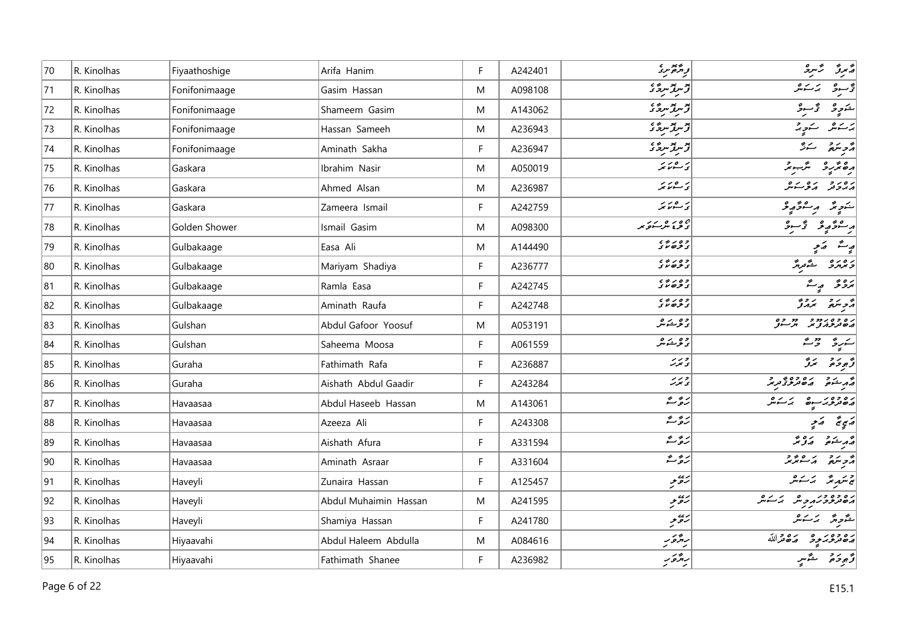| 70 | R. Kinolhas | Fiyaathoshige | Arifa Hanim | F | A242401 | ފިޔާތޮށިގެ | އާރިފާ ހާނިމް |
|---|---|---|---|---|---|---|---|
| 71 | R. Kinolhas | Fonifonimaage | Gasim Hassan | M | A098108 | ފޮނިފޮނިމާގެ | ޤާސިމް ހަސަން |
| 72 | R. Kinolhas | Fonifonimaage | Shameem Gasim | M | A143062 | ފޮނިފޮނިމާގެ | ޝަމީމް ޤާސިމް |
| 73 | R. Kinolhas | Fonifonimaage | Hassan Sameeh | M | A236943 | ފޮނިފޮނިމާގެ | ހަސަން ސަމީހު |
| 74 | R. Kinolhas | Fonifonimaage | Aminath Sakha | F | A236947 | ފޮނިފޮނިމާގެ | އާމިނަތު ސަޚާ |
| 75 | R. Kinolhas | Gaskara | Ibrahim Nasir | M | A050019 | ގަސްކަރަ | އިބްރާހިމް ނާސިރު |
| 76 | R. Kinolhas | Gaskara | Ahmed Alsan | M | A236987 | ގަސްކަރަ | އަހްމަދު އަލްސަން |
| 77 | R. Kinolhas | Gaskara | Zameera Ismail | F | A242759 | ގަސްކަރަ | ޒަމީރާ އިސްމާއީލް |
| 78 | R. Kinolhas | Golden Shower | Ismail Gasim | M | A098300 | ގޯލްޑަން ޝަވަރ | އިސްމާއީލް ޤާސިމް |
| 79 | R. Kinolhas | Gulbakaage | Easa Ali | M | A144490 | ގުލްބަކާގެ | ޢީސާ ޢަލީ |
| 80 | R. Kinolhas | Gulbakaage | Mariyam Shadiya | F | A236777 | ގުލްބަކާގެ | މަރިޔަމް ޝާދިޔާ |
| 81 | R. Kinolhas | Gulbakaage | Ramla Easa | F | A242745 | ގުލްބަކާގެ | ރަމްލާ ޢީސާ |
| 82 | R. Kinolhas | Gulbakaage | Aminath Raufa | F | A242748 | ގުލްބަކާގެ | އާމިނަތު ރައުފާ |
| 83 | R. Kinolhas | Gulshan | Abdul Gafoor Yoosuf | M | A053191 | ގުލްޝަން | އަބްދުލްޣަފޫރު ޔޫސުފް |
| 84 | R. Kinolhas | Gulshan | Saheema Moosa | F | A061559 | ގުލްޝަން | ސަހީމާ މޫސާ |
| 85 | R. Kinolhas | Guraha | Fathimath Rafa | F | A236887 | ގުރަހަ | ފާތިމަތު ރަފާ |
| 86 | R. Kinolhas | Guraha | Aishath Abdul Gaadir | F | A243284 | ގުރަހަ | ޢާއިޝަތު އަބްދުލްޤާދިރު |
| 87 | R. Kinolhas | Havaasaa | Abdul Haseeb Hassan | M | A143061 | ހަވާސާ | އަބްދުލްހަސީބު ހަސަން |
| 88 | R. Kinolhas | Havaasaa | Azeeza Ali | F | A243308 | ހަވާސާ | އަޒީޒާ ޢަލީ |
| 89 | R. Kinolhas | Havaasaa | Aishath Afura | F | A331594 | ހަވާސާ | ޢާއިޝަތު އަފުރާ |
| 90 | R. Kinolhas | Havaasaa | Aminath Asraar | F | A331604 | ހަވާސާ | އާމިނަތު އަސްރާރު |
| 91 | R. Kinolhas | Haveyli | Zunaira Hassan | F | A125457 | ހަވޭލި | ޒުނައިރާ ހަސަން |
| 92 | R. Kinolhas | Haveyli | Abdul Muhaimin Hassan | M | A241595 | ހަވޭލި | އަބްދުލްމުހައިމިން ހަސަން |
| 93 | R. Kinolhas | Haveyli | Shamiya Hassan | F | A241780 | ހަވޭލި | ޝާމިޔާ ހަސަން |
| 94 | R. Kinolhas | Hiyaavahi | Abdul Haleem Abdulla | M | A084616 | ހިޔާވަހި | އަބްދުލްހަލީމް އަބްދުﷲ |
| 95 | R. Kinolhas | Hiyaavahi | Fathimath Shanee | F | A236982 | ހިޔާވަހި | ފާތިމަތު ޝާނީ |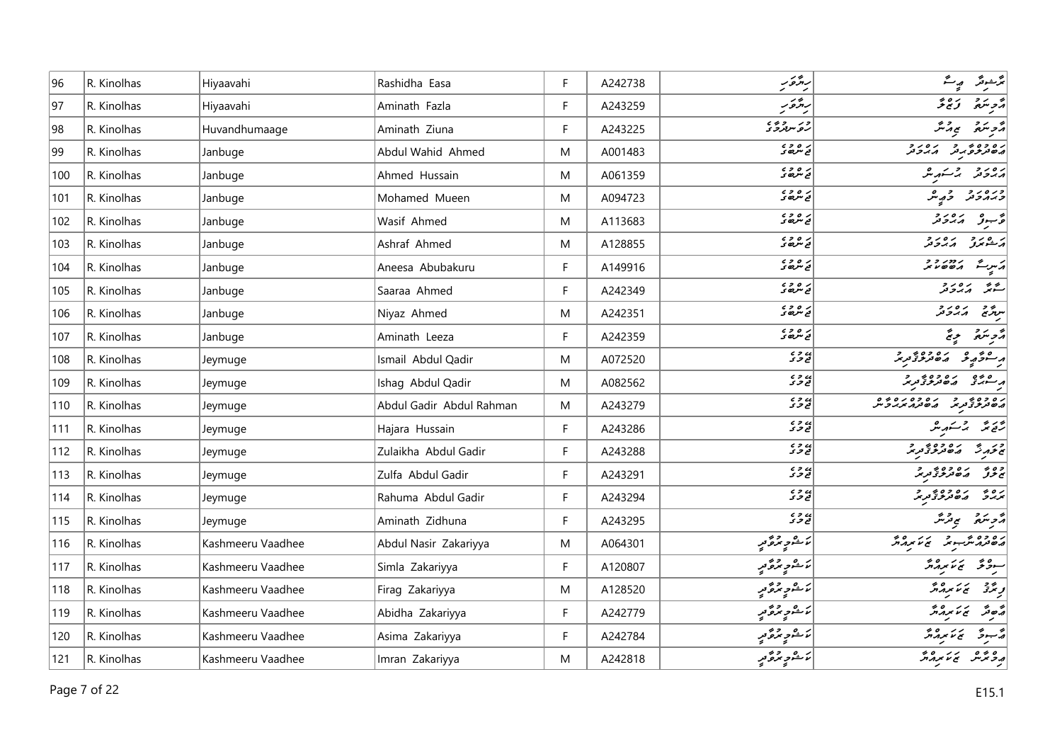| 96 | R. Kinolhas | Hiyaavahi | Rashidha Easa | F | A242738 | ހިޔާވަހި | ރާޝިދާ ޢީސާ |
|---|---|---|---|---|---|---|---|
| 97 | R. Kinolhas | Hiyaavahi | Aminath Fazla | F | A243259 | ހިޔާވަހި | އާމިނަތު ފަޟްލާ |
| 98 | R. Kinolhas | Huvandhumaage | Aminath Ziuna | F | A243225 | ހުވަންދުމާގެ | އާމިނަތު ޒިއުނާ |
| 99 | R. Kinolhas | Janbuge | Abdul Wahid Ahmed | M | A001483 | ޖަނބުގެ | އަބްދުލްވާހިދު އަޙްމަދު |
| 100 | R. Kinolhas | Janbuge | Ahmed Hussain | M | A061359 | ޖަނބުގެ | އަޙްމަދު ޙުސައިން |
| 101 | R. Kinolhas | Janbuge | Mohamed Mueen | M | A094723 | ޖަނބުގެ | މުޙައްމަދު މުޢީން |
| 102 | R. Kinolhas | Janbuge | Wasif Ahmed | M | A113683 | ޖަނބުގެ | ވާސިފް އަޙްމަދު |
| 103 | R. Kinolhas | Janbuge | Ashraf Ahmed | M | A128855 | ޖަނބުގެ | އަޝްރަފް އަޙްމަދު |
| 104 | R. Kinolhas | Janbuge | Aneesa Abubakuru | F | A149916 | ޖަނބުގެ | އަނީސާ އަބޫބަކުރު |
| 105 | R. Kinolhas | Janbuge | Saaraa Ahmed | F | A242349 | ޖަނބުގެ | ސާރާ އަޙްމަދު |
| 106 | R. Kinolhas | Janbuge | Niyaz Ahmed | M | A242351 | ޖަނބުގެ | ނިޔާޒް އަޙްމަދު |
| 107 | R. Kinolhas | Janbuge | Aminath Leeza | F | A242359 | ޖަނބުގެ | އާމިނަތު ލީޒާ |
| 108 | R. Kinolhas | Jeymuge | Ismail Abdul Qadir | M | A072520 | ޖޭމުގެ | އިސްމާޢީލް އަބްދުލްޤާދިރު |
| 109 | R. Kinolhas | Jeymuge | Ishag Abdul Qadir | M | A082562 | ޖޭމުގެ | އިސްޙާޤް އަބްދުލްޤާދިރު |
| 110 | R. Kinolhas | Jeymuge | Abdul Gadir Abdul Rahman | M | A243279 | ޖޭމުގެ | އަބްދުލްޤާދިރު އަބްދުއްރަޙްމާން |
| 111 | R. Kinolhas | Jeymuge | Hajara Hussain | F | A243286 | ޖޭމުގެ | ހާޖަރާ ޙުސައިން |
| 112 | R. Kinolhas | Jeymuge | Zulaikha Abdul Gadir | F | A243288 | ޖޭމުގެ | ޒުލައިޚާ އަބްދުލްޤާދިރު |
| 113 | R. Kinolhas | Jeymuge | Zulfa Abdul Gadir | F | A243291 | ޖޭމުގެ | ޒުލްފާ އަބްދުލްޤާދިރު |
| 114 | R. Kinolhas | Jeymuge | Rahuma Abdul Gadir | F | A243294 | ޖޭމުގެ | ރަޙުމާ އަބްދުލްޤާދިރު |
| 115 | R. Kinolhas | Jeymuge | Aminath Zidhuna | F | A243295 | ޖޭމުގެ | އާމިނަތު ޒިދުނާ |
| 116 | R. Kinolhas | Kashmeeru Vaadhee | Abdul Nasir Zakariyya | M | A064301 | ކަޝްމީރުވާދީ | އަބްދުލްނާސިރު ޒަކަރިއްޔާ |
| 117 | R. Kinolhas | Kashmeeru Vaadhee | Simla Zakariyya | F | A120807 | ކަޝްމީރުވާދީ | ސިމްލާ ޒަކަރިއްޔާ |
| 118 | R. Kinolhas | Kashmeeru Vaadhee | Firag Zakariyya | M | A128520 | ކަޝްމީރުވާދީ | ފިރާގު ޒަކަރިއްޔާ |
| 119 | R. Kinolhas | Kashmeeru Vaadhee | Abidha Zakariyya | F | A242779 | ކަޝްމީރުވާދީ | އާބިދާ ޒަކަރިއްޔާ |
| 120 | R. Kinolhas | Kashmeeru Vaadhee | Asima Zakariyya | F | A242784 | ކަޝްމީރުވާދީ | އާސިމާ ޒަކަރިއްޔާ |
| 121 | R. Kinolhas | Kashmeeru Vaadhee | Imran Zakariyya | M | A242818 | ކަޝްމީރުވާދީ | އިމްރާން ޒަކަރިއްޔާ |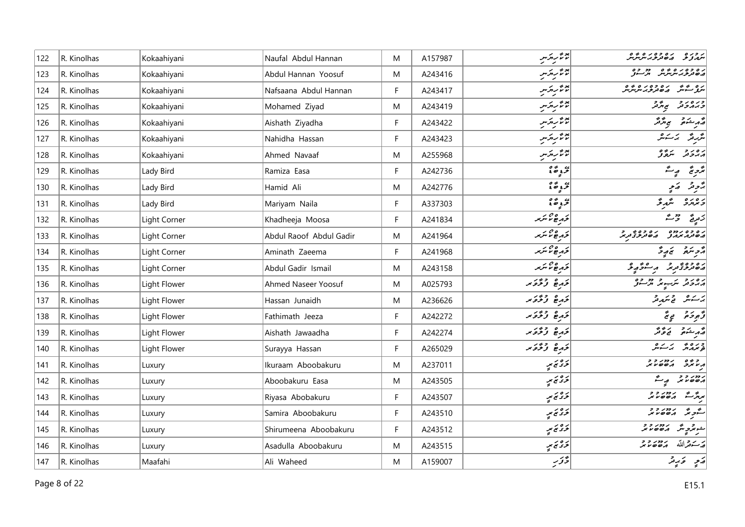| 122 | R. Kinolhas | Kokaahiyani | Naufal Abdul Hannan | M | A157987 | ކޮކާހިޔަނި | ނައުފަލް އަބްދުލްހަންނާން |
|---|---|---|---|---|---|---|---|
| 123 | R. Kinolhas | Kokaahiyani | Abdul Hannan Yoosuf | M | A243416 | ކޮކާހިޔަނި | އަބްދުލްހަންނާން ޔޫސުފް |
| 124 | R. Kinolhas | Kokaahiyani | Nafsaana Abdul Hannan | F | A243417 | ކޮކާހިޔަނި | ނަފްސާނާ އަބްދުލްހަންނާން |
| 125 | R. Kinolhas | Kokaahiyani | Mohamed Ziyad | M | A243419 | ކޮކާހިޔަނި | މުހައްމަދު ޒިޔާދު |
| 126 | R. Kinolhas | Kokaahiyani | Aishath Ziyadha | F | A243422 | ކޮކާހިޔަނި | އައިޝަތު ޒިޔާދާ |
| 127 | R. Kinolhas | Kokaahiyani | Nahidha Hassan | F | A243423 | ކޮކާހިޔަނި | ނާހިދާ ހަސަން |
| 128 | R. Kinolhas | Kokaahiyani | Ahmed Navaaf | M | A255968 | ކޮކާހިޔަނި | އަހްމަދު ނަވާފް |
| 129 | R. Kinolhas | Lady Bird | Ramiza Easa | F | A242736 | ލޭޑީބާޑް | ރާމިޒާ ޢީސާ |
| 130 | R. Kinolhas | Lady Bird | Hamid Ali | M | A242776 | ލޭޑީބާޑް | ހާމިދު ޢަލީ |
| 131 | R. Kinolhas | Lady Bird | Mariyam Naila | F | A337303 | ލޭޑީބާޑް | މަރިޔަމް ނާއިލާ |
| 132 | R. Kinolhas | Light Corner | Khadheeja Moosa | F | A241834 | ލައިޓްކޯނަރ | ހަދީޖާ މޫސާ |
| 133 | R. Kinolhas | Light Corner | Abdul Raoof Abdul Gadir | M | A241964 | ލައިޓްކޯނަރ | އަބްދުއްރަޢޫފް އަބްދުލްޤާދިރު |
| 134 | R. Kinolhas | Light Corner | Aminath Zaeema | F | A241968 | ލައިޓްކޯނަރ | އާމިނަތު ޒަޢީމާ |
| 135 | R. Kinolhas | Light Corner | Abdul Gadir Ismail | M | A243158 | ލައިޓްކޯނަރ | އަބްދުލްޤާދިރު އިސްމާޢީލް |
| 136 | R. Kinolhas | Light Flower | Ahmed Naseer Yoosuf | M | A025793 | ލައިޓް ފްލަވަރ | އަހްމަދު ނަސީރު ޔޫސުފް |
| 137 | R. Kinolhas | Light Flower | Hassan Junaidh | M | A236626 | ލައިޓް ފްލަވަރ | ހަސަން ޖުނައިދު |
| 138 | R. Kinolhas | Light Flower | Fathimath Jeeza | F | A242272 | ލައިޓް ފްލަވަރ | ފާތިމަތު ޖީޒާ |
| 139 | R. Kinolhas | Light Flower | Aishath Jawaadha | F | A242274 | ލައިޓް ފްލަވަރ | އައިޝަތު ޖަވާދާ |
| 140 | R. Kinolhas | Light Flower | Surayya Hassan | F | A265029 | ލައިޓް ފްލަވަރ | ޘުރައްޔާ ހަސަން |
| 141 | R. Kinolhas | Luxury | Ikuraam Aboobakuru | M | A237011 | ލަގްޒަރީ | އިކުރާމް އަބޫބަކުރު |
| 142 | R. Kinolhas | Luxury | Aboobakuru Easa | M | A243505 | ލަގްޒަރީ | އަބޫބަކުރު ޢީސާ |
| 143 | R. Kinolhas | Luxury | Riyasa Abobakuru | F | A243507 | ލަގްޒަރީ | ރިޔާސާ އަބޫބަކުރު |
| 144 | R. Kinolhas | Luxury | Samira Aboobakuru | F | A243510 | ލަގްޒަރީ | ސަމީރާ އަބޫބަކުރު |
| 145 | R. Kinolhas | Luxury | Shirumeena Aboobakuru | F | A243512 | ލަގްޒަރީ | ޝިރުމީނާ އަބޫބަކުރު |
| 146 | R. Kinolhas | Luxury | Asadulla Aboobakuru | M | A243515 | ލަގްޒަރީ | އަސަދުﷲ އަބޫބަކުރު |
| 147 | R. Kinolhas | Maafahi | Ali Waheed | M | A159007 | މާފަހި | ޢަލީ ވަހީދު |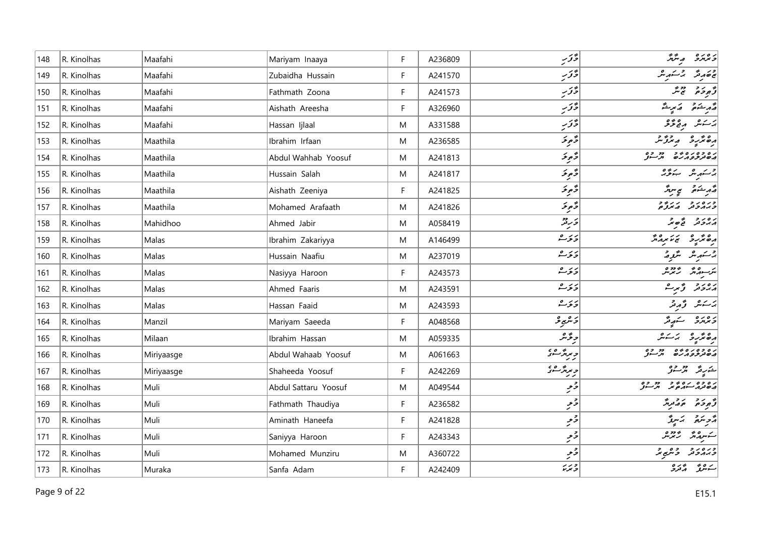| 148 | R. Kinolhas | Maafahi | Mariyam Inaaya | F | A236809 | ڗُڗَبِ | ڗَسْرَسْرَ رِسْرَّ |
|---|---|---|---|---|---|---|---|
| 149 | R. Kinolhas | Maafahi | Zubaidha Hussain | F | A241570 | ڗُڗَبِ | ﺝَﻩَﺭِﻗَ ﺑُﺴَﻬﺮِﺳْ |
| 150 | R. Kinolhas | Maafahi | Fathmath Zoona | F | A241573 | ڗُڗَبِ | ڙُجِرَجْ ﺝِﺳّ |
| 151 | R. Kinolhas | Maafahi | Aishath Areesha | F | A326960 | ڗُڗَبِ | ﺭَﻣﺮِﺷَﺟَ ﺭَﺑِﺮِﺷّ |
| 152 | R. Kinolhas | Maafahi | Hassan Ijlaal | M | A331588 | ڗُڗَبِ | ﺑَﺴَﺲْ ﺭِﻭْﻗّﻭْ |
| 153 | R. Kinolhas | Maathila | Ibrahim Irfaan | M | A236585 | ڗُﻫِﻭَ | ﺭِﻩْﺗَﺮِﻭْ ﺭِﺑﺮْﻭَﺳْ |
| 154 | R. Kinolhas | Maathila | Abdul Wahhab Yoosuf | M | A241813 | ڗُﻫِﻭَ | ﺭَﻩْﻭُﺭْﻭَﻩْﺭُﻩْ ﺗﺮْﺴُﻭْ |
| 155 | R. Kinolhas | Maathila | Hussain Salah | M | A241817 | ڗُﻫِﻭَ | ﺑُﺴَﻬﺮِﺳْ ﺳَﻭَّﻩْ |
| 156 | R. Kinolhas | Maathila | Aishath Zeeniya | F | A241825 | ڗُﻫِﻭَ | ﺭَﻣﺮِﺷَﺟَ ﺑِﺴِﺮِﺗّ |
| 157 | R. Kinolhas | Maathila | Mohamed Arafaath | M | A241826 | ڗُﻫِﻭَ | ﻭُﺭَﻩْﻭَﺭْ ﺭَﺑَﺮُﻭّﺟَ |
| 158 | R. Kinolhas | Mahidhoo | Ahmed Jabir | M | A058419 | ڗَﺑِﺮْ | ﺭَﻩْﻭَﺭْ ﻗّﺼِﺑْ |
| 159 | R. Kinolhas | Malas | Ibrahim Zakariyya | M | A146499 | ڗَﻭَﺳْ | ﺭِﻩْﺗَﺮِﻭْ ﺝَﺗَﺑِﺮِﻩْﺗّ |
| 160 | R. Kinolhas | Malas | Hussain Naafiu | M | A237019 | ڗَﻭَﺳْ | ﺑُﺴَﻬﺮِﺳْ ﺳّﻭِﺭُ |
| 161 | R. Kinolhas | Malas | Nasiyya Haroon | F | A243573 | ڗَﻭَﺳْ | ﺳَﺮِﺳِﻭْﺗّ ﺭّﺗﺮْﺳْ |
| 162 | R. Kinolhas | Malas | Ahmed Faaris | M | A243591 | ڗَﻭَﺳْ | ﺭَﻩْﻭَﺭْ ﻭّﺑِﺮِﺳْ |
| 163 | R. Kinolhas | Malas | Hassan Faaid | M | A243593 | ڗَﻭَﺳْ | ﺑَﺴَﺲْ ﻭّﺭِﻗْ |
| 164 | R. Kinolhas | Manzil | Mariyam Saeeda | F | A048568 | ﻭَﺳْﺑِﻭْ | ڗَﺳْﺮَﺳْﺮَ ﺳَﻬﺮِﻗّ |
| 165 | R. Kinolhas | Milaan | Ibrahim Hassan | M | A059335 | ﻭِﻭّﺳْ | ﺭِﻩْﺗَﺮِﻭْ ﺑَﺴَﺲْ |
| 166 | R. Kinolhas | Miriyaasge | Abdul Wahaab Yoosuf | M | A061663 | ﻭِﺑِﺮِﺗّﺳْﻭِ | ﺭَﻩْﻭُﺭْﻭَﺭُّﻩْ ﺗﺮْﺴُﻭْ |
| 167 | R. Kinolhas | Miriyaasge | Shaheeda Yoosuf | F | A242269 | ﻭِﺑِﺮِﺗّﺳْﻭِ | ﺷَﺮِﻗّ ﺗﺮْﺴُﻭْ |
| 168 | R. Kinolhas | Muli | Abdul Sattaru Yoosuf | M | A049544 | ﻭُﻭِ | ﺭَﻩْﻭُﺭْ ﺳَﻩْﺭَﻩْﺑُﺮْ ﺗﺮْﺴُﻭْ |
| 169 | R. Kinolhas | Muli | Fathmath Thaudiya | F | A236582 | ﻭُﻭِ | ڙُجِرَجْ ﺟَﺭُﻗِﺮِﺗّ |
| 170 | R. Kinolhas | Muli | Aminath Haneefa | F | A241828 | ﻭُﻭِ | ﺭّﻭِﺳَﻬَ ﺑَﺴِﺮِﻭّ |
| 171 | R. Kinolhas | Muli | Saniyya Haroon | F | A243343 | ﻭُﻭِ | ﺳَﺴِﺮِﻩْﺗّ ﺭّﺗﺮْﺳْ |
| 172 | R. Kinolhas | Muli | Mohamed Munziru | M | A360722 | ﻭُﻭِ | ﻭُﺭَﻩْﻭَﺭْ ﻭُﺳْﺑِﺮْ |
| 173 | R. Kinolhas | Muraka | Sanfa Adam | F | A242409 | ﻭُﺑَﺮَ | ﺳَﺳْﻭّ ﺭّﺗَﺮْﻭْ |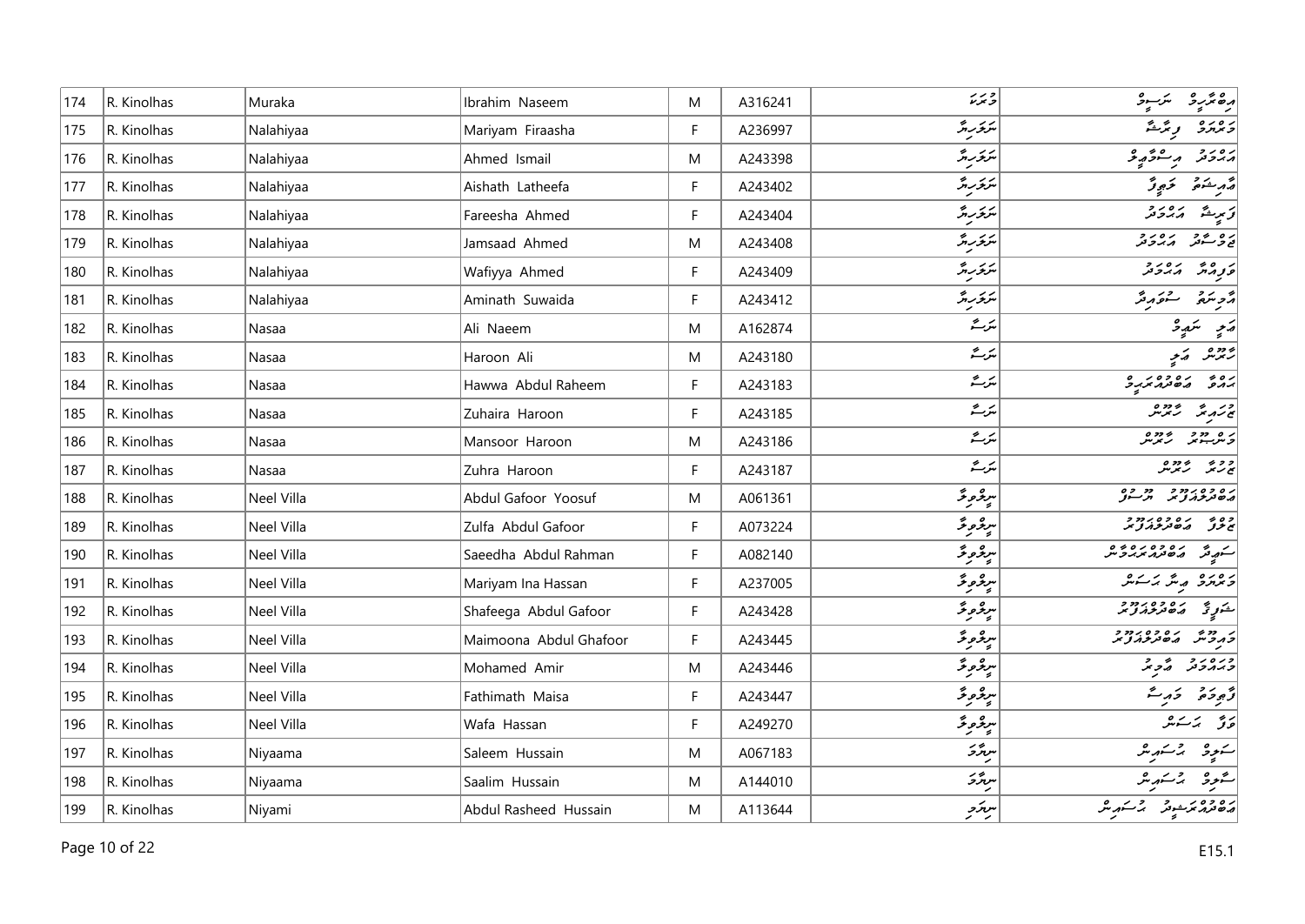| 174 | R. Kinolhas | Muraka | Ibrahim Naseem | M | A316241 | މުރަކަ | އިބްރާހީމް ނަސީމް |
|---|---|---|---|---|---|---|---|
| 175 | R. Kinolhas | Nalahiyaa | Mariyam Firaasha | F | A236997 | ނަލަހިޔާ | މަރްޔަމް ފިރާޝާ |
| 176 | R. Kinolhas | Nalahiyaa | Ahmed Ismail | M | A243398 | ނަލަހިޔާ | އަޙްމަދު އިސްމާއީލް |
| 177 | R. Kinolhas | Nalahiyaa | Aishath Latheefa | F | A243402 | ނަލަހިޔާ | އާއިޝަތު ލަޠީފާ |
| 178 | R. Kinolhas | Nalahiyaa | Fareesha Ahmed | F | A243404 | ނަލަހިޔާ | ފަރީޝާ އަޙްމަދު |
| 179 | R. Kinolhas | Nalahiyaa | Jamsaad Ahmed | M | A243408 | ނަލަހިޔާ | ޖަމްސާދު އަޙްމަދު |
| 180 | R. Kinolhas | Nalahiyaa | Wafiyya Ahmed | F | A243409 | ނަލަހިޔާ | ވަފިއްޔާ އަޙްމަދު |
| 181 | R. Kinolhas | Nalahiyaa | Aminath Suwaida | F | A243412 | ނަލަހިޔާ | އާމިނަތު ސުވައިދާ |
| 182 | R. Kinolhas | Nasaa | Ali Naeem | M | A162874 | ނަސާ | އަލި ނައީމް |
| 183 | R. Kinolhas | Nasaa | Haroon Ali | M | A243180 | ނަސާ | ހާރޫން އަލި |
| 184 | R. Kinolhas | Nasaa | Hawwa Abdul Raheem | F | A243183 | ނަސާ | ހައްވާ އަބްދުއްރަޙީމް |
| 185 | R. Kinolhas | Nasaa | Zuhaira Haroon | F | A243185 | ނަސާ | ޒުހައިރާ ހާރޫން |
| 186 | R. Kinolhas | Nasaa | Mansoor Haroon | M | A243186 | ނަސާ | މަންސޫރު ހާރޫން |
| 187 | R. Kinolhas | Nasaa | Zuhra Haroon | F | A243187 | ނަސާ | ޒުހްރާ ހާރޫން |
| 188 | R. Kinolhas | Neel Villa | Abdul Gafoor Yoosuf | M | A061361 | ނީލްވިލާ | އަބްދުލްޣަފޫރު ޔޫސުފް |
| 189 | R. Kinolhas | Neel Villa | Zulfa Abdul Gafoor | F | A073224 | ނީލްވިލާ | ޒުލްފާ އަބްދުލްޣަފޫރު |
| 190 | R. Kinolhas | Neel Villa | Saeedha Abdul Rahman | F | A082140 | ނީލްވިލާ | ސަޢީދާ އަބްދުއްރަޙްމާން |
| 191 | R. Kinolhas | Neel Villa | Mariyam Ina Hassan | F | A237005 | ނީލްވިލާ | މަރްޔަމް އިނާ ޙަސަން |
| 192 | R. Kinolhas | Neel Villa | Shafeega Abdul Gafoor | F | A243428 | ނީލްވިލާ | ޝަފީގާ އަބްދުލްޣަފޫރު |
| 193 | R. Kinolhas | Neel Villa | Maimoona Abdul Ghafoor | F | A243445 | ނީލްވިލާ | މައިމޫނާ އަބްދުލްޣަފޫރު |
| 194 | R. Kinolhas | Neel Villa | Mohamed Amir | M | A243446 | ނީލްވިލާ | މުޙައްމަދު އާމިރު |
| 195 | R. Kinolhas | Neel Villa | Fathimath Maisa | F | A243447 | ނީލްވިލާ | ފާތިމަތު މައިސާ |
| 196 | R. Kinolhas | Neel Villa | Wafa Hassan | F | A249270 | ނީލްވިލާ | ވަފާ ޙަސަން |
| 197 | R. Kinolhas | Niyaama | Saleem Hussain | M | A067183 | ނިޔާމާ | ސަލީމް ޙުސައިން |
| 198 | R. Kinolhas | Niyaama | Saalim Hussain | M | A144010 | ނިޔާމާ | ސާލިމް ޙުސައިން |
| 199 | R. Kinolhas | Niyami | Abdul Rasheed Hussain | M | A113644 | ނިޔަމި | އަބްދުއްރަޝީދު ޙުސައިން |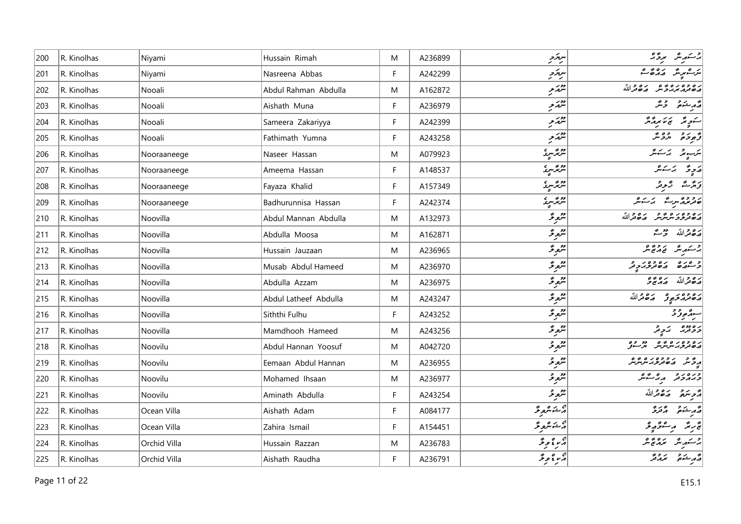| 200 | R. Kinolhas | Niyami | Hussain Rimah | M | A236899 | سِرَمِ | بُرْسَمْرِسْ بِرِدَّرُ |
|---|---|---|---|---|---|---|---|
| 201 | R. Kinolhas | Niyami | Nasreena Abbas | F | A242299 | سِرَمِ | سَرَسْمِرِسَّ مَرْهَّسُ |
| 202 | R. Kinolhas | Nooali | Abdul Rahman Abdulla | M | A162872 | سْرَمِ | مَەْتْرْمَرْبَرْدَّسْ مَەْقْرَاللّه |
| 203 | R. Kinolhas | Nooali | Aishath Muna | F | A236979 | سْرَمِ | مَّەرْشَوْ دُسَّ |
| 204 | R. Kinolhas | Nooali | Sameera Zakariyya | F | A242399 | سْرَمِ | سَوِيَّرُ يَمْبَرِمْرُ |
| 205 | R. Kinolhas | Nooali | Fathimath Yumna | F | A243258 | سْرَمِ | تُرْجِرْدَ مُرْدْسُّ |
| 206 | R. Kinolhas | Nooraaneege | Naseer Hassan | M | A079923 | سْرُبِّسِرِي | سَرَسِيِرْ بَرَسَسْ |
| 207 | R. Kinolhas | Nooraaneege | Ameema Hassan | F | A148537 | سْرُبِّسِرِي | مَرِجِّ بَرَسَسْ |
| 208 | R. Kinolhas | Nooraaneege | Fayaza Khalid | F | A157349 | سْرُبِّسِرِي | تَرَّسَّ رَّجِرْ |
| 209 | R. Kinolhas | Nooraaneege | Badhurunnisa Hassan | F | A242374 | سْرُبِّسِرِي | مَدْرُرْسِرِسَّ بَرَسَسْ |
| 210 | R. Kinolhas | Noovilla | Abdul Mannan Abdulla | M | A132973 | سْرْجِرْ | مَەْتْرْدَرْسَرْسْ مَەْقْرَاللّه |
| 211 | R. Kinolhas | Noovilla | Abdulla Moosa | M | A162871 | سْرْجِرْ | مَەْقْرَاللّه دُسَّ |
| 212 | R. Kinolhas | Noovilla | Hussain Jauzaan | M | A236965 | سْرْجِرْ | بُرْسَمْرِسْ يَمْدُسْ |
| 213 | R. Kinolhas | Noovilla | Musab Abdul Hameed | M | A236970 | سْرْجِرْ | دُسْمَرْهُ مَەْتْرْبَرِجِرْ |
| 214 | R. Kinolhas | Noovilla | Abdulla Azzam | M | A236975 | سْرْجِرْ | مَەْقْرَاللّه مَمْدُّرْ |
| 215 | R. Kinolhas | Noovilla | Abdul Latheef Abdulla | M | A243247 | سْرْجِرْ | مَەْتْرْمَجِرِ مَەْقْرَاللّه |
| 216 | R. Kinolhas | Noovilla | Siththi Fulhu | F | A243252 | سْرْجِرْ | سِرْهِوْدُ |
| 217 | R. Kinolhas | Noovilla | Mamdhooh Hameed | M | A243256 | سْرْجِرْ | دَرْدُرْ بَرِجِرْ |
| 218 | R. Kinolhas | Noovilu | Abdul Hannan Yoosuf | M | A042720 | سْرْجِرْ | مَەْتْرْبَرْسَرْسْ مُرْسُو |
| 219 | R. Kinolhas | Noovilu | Eemaan Abdul Hannan | M | A236955 | سْرْجِرْ | مِرِّسْ مَەْتْرْبَرْسَرْسْ |
| 220 | R. Kinolhas | Noovilu | Mohamed Ihsaan | M | A236977 | سْرْجِرْ | دْبَرْدَرْ مِرْسَّسْ |
| 221 | R. Kinolhas | Noovilu | Aminath Abdulla | F | A243254 | سْرْجِرْ | مَّجِسَرْ مَەْقْرَاللّه |
| 222 | R. Kinolhas | Ocean Villa | Aishath Adam | F | A084177 | مْشَسْرِجِرْ | مَّەرْشَوْ مَّرَرْ |
| 223 | R. Kinolhas | Ocean Villa | Zahira Ismail | F | A154451 | مْشَسْرِجِرْ | تَّرِبَّرْ مِرْسُّرِ |
| 224 | R. Kinolhas | Orchid Villa | Hussain Razzan | M | A236783 | مْبِرْ جِرْ | بُرْسَمْرِسْ بَرْدُّسْ |
| 225 | R. Kinolhas | Orchid Villa | Aishath Raudha | F | A236791 | مْبِرْ جِرْ | مَّەرْشَوْ بَرْدُّ |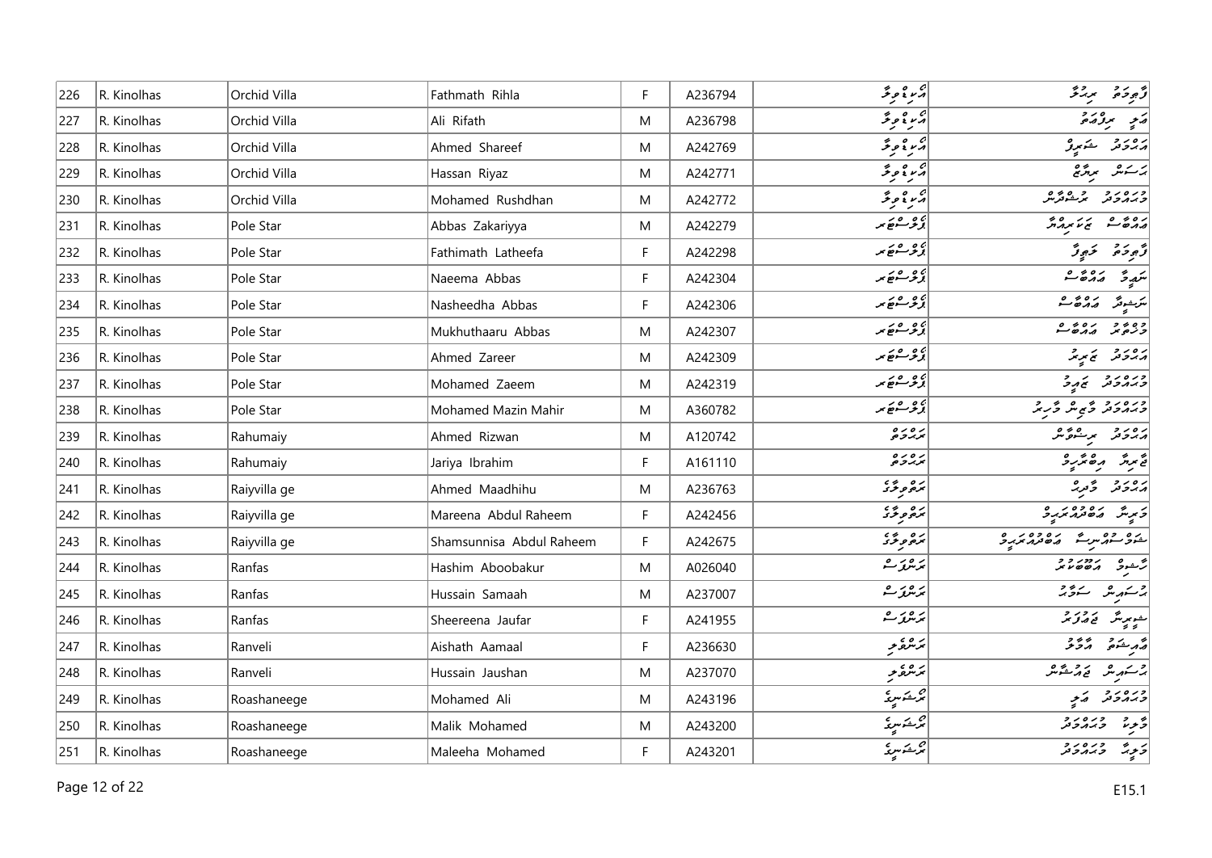| 226 | R. Kinolhas | Orchid Villa | Fathmath Rihla | F | A236794 | އޯކިޑްވިލާ | ފާތިމަތު ރިހްލާ |
|---|---|---|---|---|---|---|---|
| 227 | R. Kinolhas | Orchid Villa | Ali Rifath | M | A236798 | އޯކިޑްވިލާ | އަލީ ރިފްއަތު |
| 228 | R. Kinolhas | Orchid Villa | Ahmed Shareef | M | A242769 | އޯކިޑްވިލާ | އަހުމަދު ޝަރީފު |
| 229 | R. Kinolhas | Orchid Villa | Hassan Riyaz | M | A242771 | އޯކިޑްވިލާ | ހަސަން ރިޔާޒް |
| 230 | R. Kinolhas | Orchid Villa | Mohamed Rushdhan | M | A242772 | އޯކިޑްވިލާ | މުހައްމަދު ރުޝްދާން |
| 231 | R. Kinolhas | Pole Star | Abbas Zakariyya | M | A242279 | ޕޯލްސްޓަރ | އައްބާސް ޒަކަރިއްޔާ |
| 232 | R. Kinolhas | Pole Star | Fathimath Latheefa | F | A242298 | ޕޯލްސްޓަރ | ފާތިމަތު ލަތީފާ |
| 233 | R. Kinolhas | Pole Star | Naeema Abbas | F | A242304 | ޕޯލްސްޓަރ | ނައީމާ އައްބާސް |
| 234 | R. Kinolhas | Pole Star | Nasheedha Abbas | F | A242306 | ޕޯލްސްޓަރ | ނަޝީދާ އައްބާސް |
| 235 | R. Kinolhas | Pole Star | Mukhuthaaru Abbas | M | A242307 | ޕޯލްސްޓަރ | މުޚުތާރު އައްބާސް |
| 236 | R. Kinolhas | Pole Star | Ahmed Zareer | M | A242309 | ޕޯލްސްޓަރ | އަހުމަދު ޒަރީރު |
| 237 | R. Kinolhas | Pole Star | Mohamed Zaeem | M | A242319 | ޕޯލްސްޓަރ | މުހައްމަދު ޒައީމް |
| 238 | R. Kinolhas | Pole Star | Mohamed Mazin Mahir | M | A360782 | ޕޯލްސްޓަރ | މުހައްމަދު މާޒިން މާހިރު |
| 239 | R. Kinolhas | Rahumaiy | Ahmed Rizwan | M | A120742 | ރަހުމައި | އަހުމަދު ރިޒްވާން |
| 240 | R. Kinolhas | Rahumaiy | Jariya Ibrahim | F | A161110 | ރަހުމައި | ޖާރިޔާ އިބްރާހިމް |
| 241 | R. Kinolhas | Raiyvilla ge | Ahmed Maadhihu | M | A236763 | ރައްވިލާގެ | އަހުމަދު މާދިހު |
| 242 | R. Kinolhas | Raiyvilla ge | Mareena Abdul Raheem | F | A242456 | ރައްވިލާގެ | މަރީނާ އަބްދުއްރަހީމް |
| 243 | R. Kinolhas | Raiyvilla ge | Shamsunnisa Abdul Raheem | F | A242675 | ރައްވިލާގެ | ޝަމްސުންނިސާ އަބްދުއްރަހީމް |
| 244 | R. Kinolhas | Ranfas | Hashim Aboobakur | M | A026040 | ރަންފަސް | ހާޝިމް އަބޫބަކުރު |
| 245 | R. Kinolhas | Ranfas | Hussain Samaah | M | A237007 | ރަންފަސް | ހުސައިން ސަމާހު |
| 246 | R. Kinolhas | Ranfas | Sheereena Jaufar | F | A241955 | ރަންފަސް | ޝީރީނާ ޖައުފަރު |
| 247 | R. Kinolhas | Ranveli | Aishath Aamaal | F | A236630 | ރަންވެލި | އައިޝަތު އާމާލް |
| 248 | R. Kinolhas | Ranveli | Hussain Jaushan | M | A237070 | ރަންވެލި | ހުސައިން ޖައުޝަން |
| 249 | R. Kinolhas | Roashaneege | Mohamed Ali | M | A243196 | ރޯޝަނީގެ | މުހައްމަދު އަލީ |
| 250 | R. Kinolhas | Roashaneege | Malik Mohamed | M | A243200 | ރޯޝަނީގެ | މާލިކު މުހައްމަދު |
| 251 | R. Kinolhas | Roashaneege | Maleeha Mohamed | F | A243201 | ރޯޝަނީގެ | މަލީހާ މުހައްމަދު |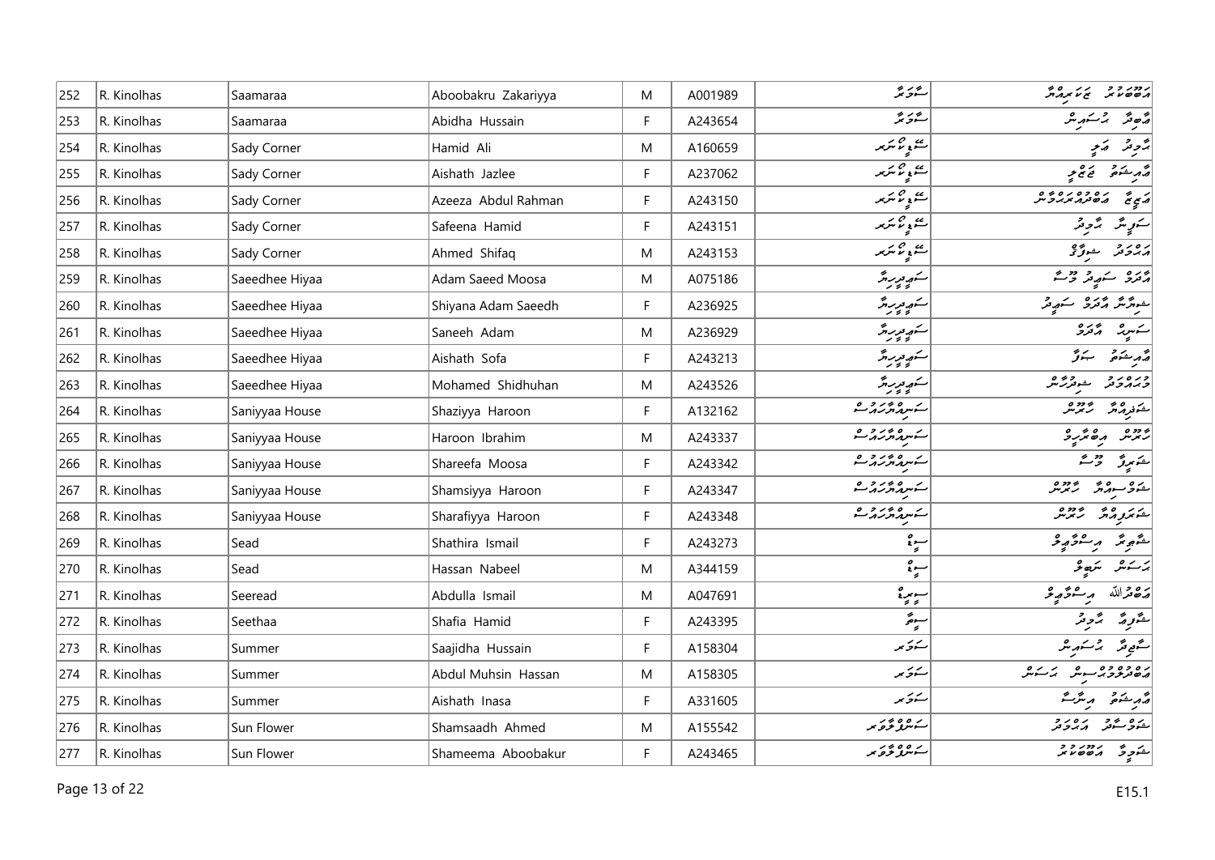| 252 | R. Kinolhas | Saamaraa | Aboobakru Zakariyya | M | A001989 | ސާމަރާ | އަބޫބަކުރު ޒަކަރިއްޔާ |
|---|---|---|---|---|---|---|---|
| 253 | R. Kinolhas | Saamaraa | Abidha Hussain | F | A243654 | ސާމަރާ | އާބިދާ ހުސައިން |
| 254 | R. Kinolhas | Sady Corner | Hamid Ali | M | A160659 | ސޭޑީ ކޯނަރ | ހާމިދު އަލި |
| 255 | R. Kinolhas | Sady Corner | Aishath Jazlee | F | A237062 | ސޭޑީ ކޯނަރ | އައިށަތު ޖަޒްލީ |
| 256 | R. Kinolhas | Sady Corner | Azeeza Abdul Rahman | F | A243150 | ސޭޑީ ކޯނަރ | އަޒީޒާ އަބްދުއްރަޙްމާން |
| 257 | R. Kinolhas | Sady Corner | Safeena Hamid | F | A243151 | ސޭޑީ ކޯނަރ | ސަފީނާ ހާމިދު |
| 258 | R. Kinolhas | Sady Corner | Ahmed Shifaq | M | A243153 | ސޭޑީ ކޯނަރ | އަޙްމަދު ޝިފާޤް |
| 259 | R. Kinolhas | Saeedhee Hiyaa | Adam Saeed Moosa | M | A075186 | ސައީދީ ހިޔާ | އާދަމް ސައީދު މޫސާ |
| 260 | R. Kinolhas | Saeedhee Hiyaa | Shiyana Adam Saeedh | F | A236925 | ސައީދީ ހިޔާ | ޝިޔާނާ އާދަމް ސައީދު |
| 261 | R. Kinolhas | Saeedhee Hiyaa | Saneeh Adam | M | A236929 | ސައީދީ ހިޔާ | ސަނީހް އާދަމް |
| 262 | R. Kinolhas | Saeedhee Hiyaa | Aishath Sofa | F | A243213 | ސައީދީ ހިޔާ | އައިށަތު ސަފާ |
| 263 | R. Kinolhas | Saeedhee Hiyaa | Mohamed Shidhuhan | M | A243526 | ސައީދީ ހިޔާ | މުޙައްމަދު ޝިދުހާން |
| 264 | R. Kinolhas | Saniyyaa House | Shaziyya Haroon | F | A132162 | ސަނިއްޔާހައުސް | ޝަޒިއްޔާ ހާރޫން |
| 265 | R. Kinolhas | Saniyyaa House | Haroon Ibrahim | M | A243337 | ސަނިއްޔާހައުސް | ހާރޫން އިބްރާހީމް |
| 266 | R. Kinolhas | Saniyyaa House | Shareefa Moosa | F | A243342 | ސަނިއްޔާހައުސް | ޝަރީފާ މޫސާ |
| 267 | R. Kinolhas | Saniyyaa House | Shamsiyya Haroon | F | A243347 | ސަނިއްޔާހައުސް | ޝަމްސިއްޔާ ހާރޫން |
| 268 | R. Kinolhas | Saniyyaa House | Sharafiyya Haroon | F | A243348 | ސަނިއްޔާހައުސް | ޝަރަފިއްޔާ ހާރޫން |
| 269 | R. Kinolhas | Sead | Shathira Ismail | F | A243273 | ސީޑް | ޝާތިރާ އިސްމާޢީލް |
| 270 | R. Kinolhas | Sead | Hassan Nabeel | M | A344159 | ސީޑް | ހަސަން ނަބީލް |
| 271 | R. Kinolhas | Seeread | Abdulla Ismail | M | A047691 | ސީރީޑް | އަބްދުﷲ އިސްމާޢީލް |
| 272 | R. Kinolhas | Seethaa | Shafia Hamid | F | A243395 | ސީތާ | ޝާފިޔާ ހާމިދު |
| 273 | R. Kinolhas | Summer | Saajidha Hussain | F | A158304 | ސަމަރ | ސާޖިދާ ހުސައިން |
| 274 | R. Kinolhas | Summer | Abdul Muhsin Hassan | M | A158305 | ސަމަރ | އަބްދުލްމުޙްސިން ހަސަން |
| 275 | R. Kinolhas | Summer | Aishath Inasa | F | A331605 | ސަމަރ | އައިށަތު އިނާސާ |
| 276 | R. Kinolhas | Sun Flower | Shamsaadh Ahmed | M | A155542 | ސަންފްލަވަރ | ޝަމްސާދު އަޙްމަދު |
| 277 | R. Kinolhas | Sun Flower | Shameema Aboobakur | F | A243465 | ސަންފްލަވަރ | ޝަމީމާ އަބޫބަކުރު |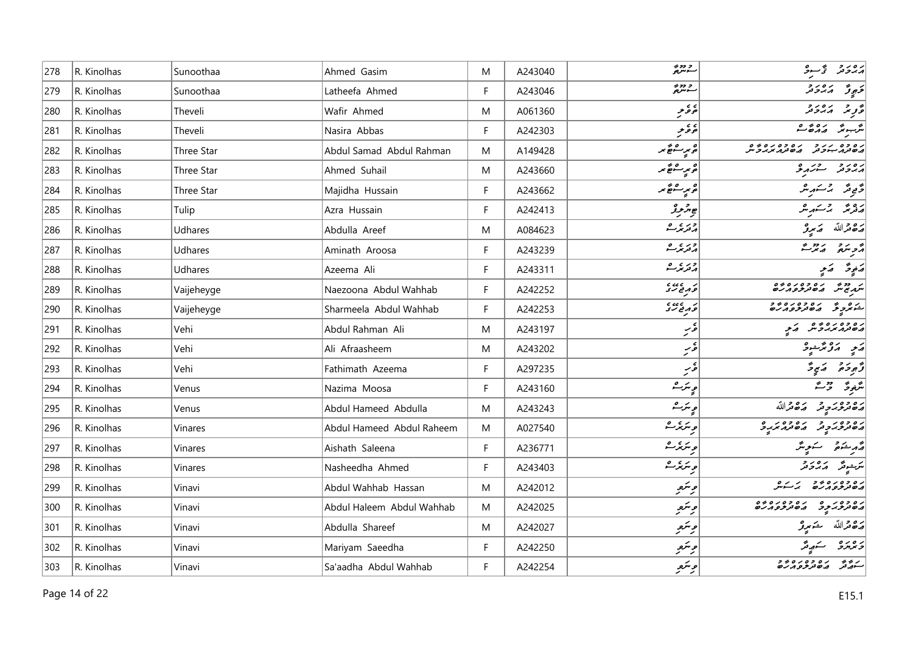| 278 | R. Kinolhas | Sunoothaa | Ahmed Gasim | M | A243040 | ސުނޫތާ | އަޙްމަދު ޤާސިމް |
|---|---|---|---|---|---|---|---|
| 279 | R. Kinolhas | Sunoothaa | Latheefa Ahmed | F | A243046 | ސުނޫތާ | ލަޠީފާ އަޙްމަދު |
| 280 | R. Kinolhas | Theveli | Wafir Ahmed | M | A061360 | ތެވެލި | ވާފިރު އަޙްމަދު |
| 281 | R. Kinolhas | Theveli | Nasira Abbas | F | A242303 | ތެވެލި | ނާޞިރާ އައްބާސް |
| 282 | R. Kinolhas | Three Star | Abdul Samad Abdul Rahman | M | A149428 | ތްރީސްޓާރ | އަބްދުއްޞަމަދު އަބްދުއްރަޙްމާން |
| 283 | R. Kinolhas | Three Star | Ahmed Suhail | M | A243660 | ތްރީސްޓާރ | އަޙްމަދު ސުހައިލް |
| 284 | R. Kinolhas | Three Star | Majidha Hussain | F | A243662 | ތްރީސްޓާރ | މާޖިދާ ހުސައިން |
| 285 | R. Kinolhas | Tulip | Azra Hussain | F | A242413 | ޓިއުލިޕް | އަޒްރާ ހުސައިން |
| 286 | R. Kinolhas | Udhares | Abdulla Areef | M | A084623 | އުދަރެސް | އަބްދުﷲ އަރީފް |
| 287 | R. Kinolhas | Udhares | Aminath Aroosa | F | A243239 | އުދަރެސް | އާމިނަތު އަރޫސާ |
| 288 | R. Kinolhas | Udhares | Azeema Ali | F | A243311 | އުދަރެސް | އަޒީމާ އަލި |
| 289 | R. Kinolhas | Vaijeheyge | Naezoona Abdul Wahhab | F | A242252 | ވައިޖެހޭގެ | ނައީޒޫނާ އަބްދުލްވައްހާބް |
| 290 | R. Kinolhas | Vaijeheyge | Sharmeela Abdul Wahhab | F | A242253 | ވައިޖެހޭގެ | ޝަރްމީލާ އަބްދުލްވައްހާބު |
| 291 | R. Kinolhas | Vehi | Abdul Rahman Ali | M | A243197 | ވެހި | އަބްދުއްރަޙްމާން އަލި |
| 292 | R. Kinolhas | Vehi | Ali Afraasheem | M | A243202 | ވެހި | އަލި އަފްރާޝީމް |
| 293 | R. Kinolhas | Vehi | Fathimath Azeema | F | A297235 | ވެހި | ފާތިމަތު އަޒީމާ |
| 294 | R. Kinolhas | Venus | Nazima Moosa | F | A243160 | ވީނަސް | ނާޒިމާ މޫސާ |
| 295 | R. Kinolhas | Venus | Abdul Hameed Abdulla | M | A243243 | ވީނަސް | އަބްދުލްޙަމީދު އަބްދުﷲ |
| 296 | R. Kinolhas | Vinares | Abdul Hameed Abdul Raheem | M | A027540 | ވިނަރެސް | އަބްދުލްޙަމީދު އަބްދުއްރަޙީމް |
| 297 | R. Kinolhas | Vinares | Aishath Saleena | F | A236771 | ވިނަރެސް | އާއިޝަތު ސަލީނާ |
| 298 | R. Kinolhas | Vinares | Nasheedha Ahmed | F | A243403 | ވިނަރެސް | ނަޝީދާ އަޙްމަދު |
| 299 | R. Kinolhas | Vinavi | Abdul Wahhab Hassan | M | A242012 | ވިނަވި | އަބްދުލްވައްހާބު ޙަސަން |
| 300 | R. Kinolhas | Vinavi | Abdul Haleem Abdul Wahhab | M | A242025 | ވިނަވި | އަބްދުލްޙަލީމް އަބްދުލްވައްހާބް |
| 301 | R. Kinolhas | Vinavi | Abdulla Shareef | M | A242027 | ވިނަވި | އަބްދުﷲ ޝަރީފް |
| 302 | R. Kinolhas | Vinavi | Mariyam Saeedha | F | A242250 | ވިނަވި | މަރިޔަމް ސައީދާ |
| 303 | R. Kinolhas | Vinavi | Sa'aadha Abdul Wahhab | F | A242254 | ވިނަވި | ސަޢާދާ އަބްދުލްވައްހާބު |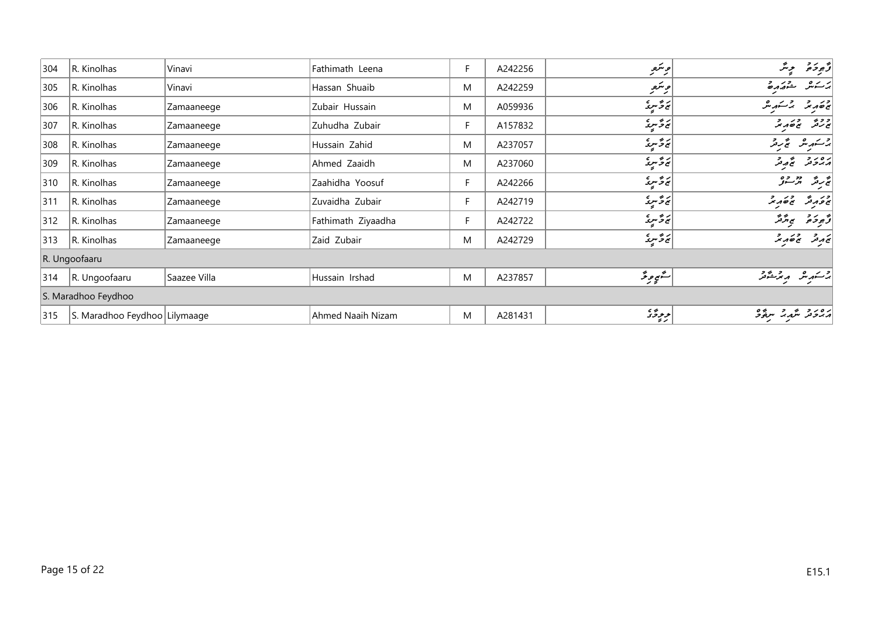| 304 | R. Kinolhas | Vinavi | Fathimath Leena | F | A242256 | ވިނަވި | ފާތިމަތު ލީނާ |
|---|---|---|---|---|---|---|---|
| 305 | R. Kinolhas | Vinavi | Hassan Shuaib | M | A242259 | ވިނަވި | ހަސަން ޝުޢައިބު |
| 306 | R. Kinolhas | Zamaaneege | Zubair Hussain | M | A059936 | ޒަމާނީގެ | ޒުބައިރު ހުސައިން |
| 307 | R. Kinolhas | Zamaaneege | Zuhudha Zubair | F | A157832 | ޒަމާނީގެ | ޒުހުދާ ޒުބައިރު |
| 308 | R. Kinolhas | Zamaaneege | Hussain Zahid | M | A237057 | ޒަމާނީގެ | ހުސައިން ޒާހިދު |
| 309 | R. Kinolhas | Zamaaneege | Ahmed Zaaidh | M | A237060 | ޒަމާނީގެ | އަހުމަދު ޒާއިދު |
| 310 | R. Kinolhas | Zamaaneege | Zaahidha Yoosuf | F | A242266 | ޒަމާނީގެ | ޒާހިދާ ޔޫސުފު |
| 311 | R. Kinolhas | Zamaaneege | Zuvaidha Zubair | F | A242719 | ޒަމާނީގެ | ޒުވައިދާ ޒުބައިރު |
| 312 | R. Kinolhas | Zamaaneege | Fathimath Ziyaadha | F | A242722 | ޒަމާނީގެ | ފާތިމަތު ޒިޔާދާ |
| 313 | R. Kinolhas | Zamaaneege | Zaid Zubair | M | A242729 | ޒަމާނީގެ | ޒައިދު ޒުބައިރު |
| R. Ungoofaaru | | | | | | | |
| 314 | R. Ungoofaaru | Saazee Villa | Hussain Irshad | M | A237857 | ސާޒީވިލާ | ހުސައިން އިރުޝާދު |
| S. Maradhoo Feydhoo | | | | | | | |
| 315 | S. Maradhoo Feydhoo | Lilymaage | Ahmed Naaih Nizam | M | A281431 | ލިލީމާގެ | އަހުމަދު ނާއިހު ނިޒާމް |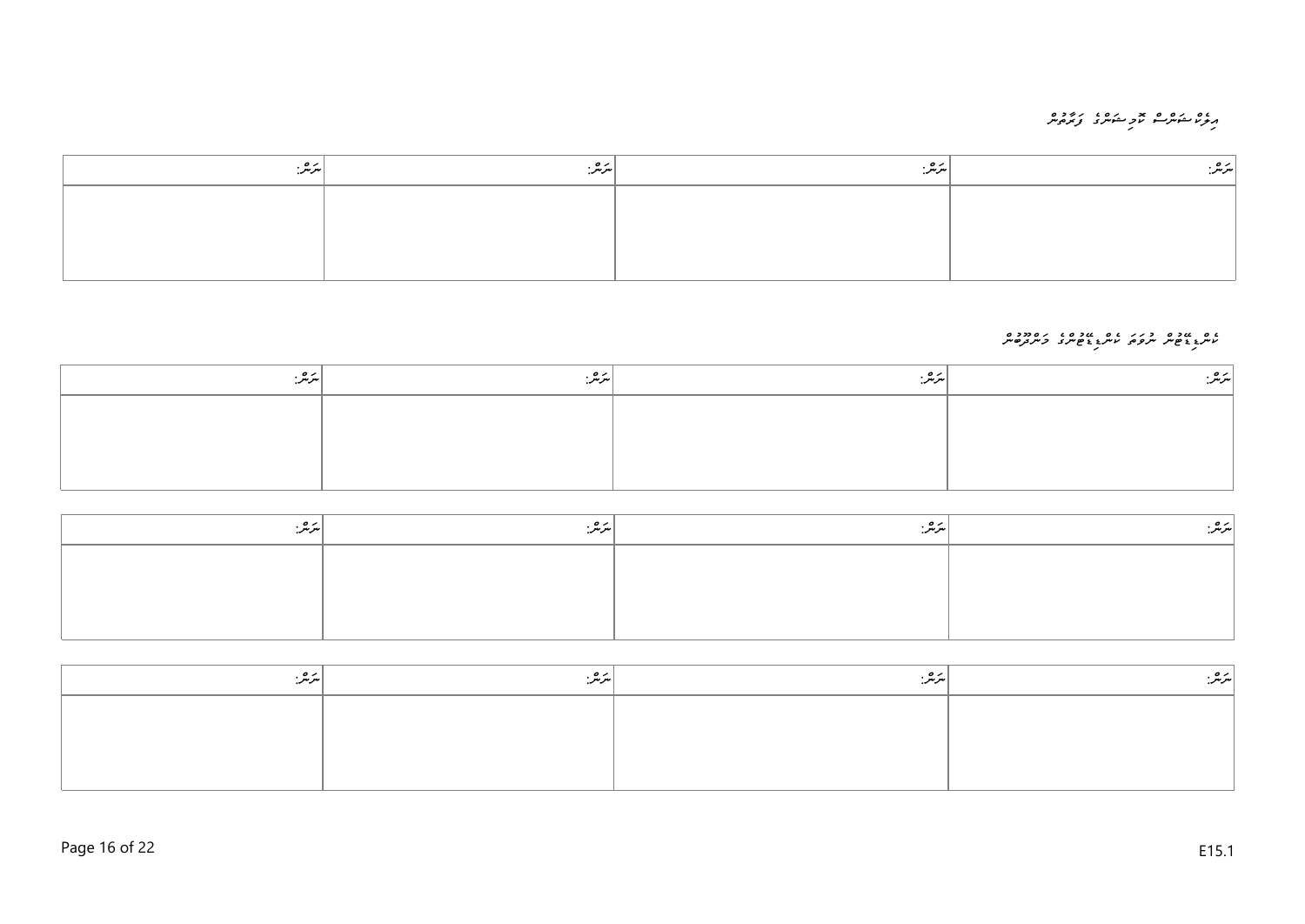# ދިވެހި ބަސް ކޮމިޝަން - ފޯމް

| ނަން: | ނަން: | ނަން: | ނަން: |
|---|---|---|---|
| | | | |

## ކުންފުނީގެ ނަމުގައި ކުންފުނިތަކުގެ ވަނަވަރު

| ނަން: | ނަން: | ނަން: | ނަން: |
|---|---|---|---|
| | | | |

| ނަން: | ނަން: | ނަން: | ނަން: |
|---|---|---|---|
| | | | |

| ނަން: | ނަން: | ނަން: | ނަން: |
|---|---|---|---|
| | | | |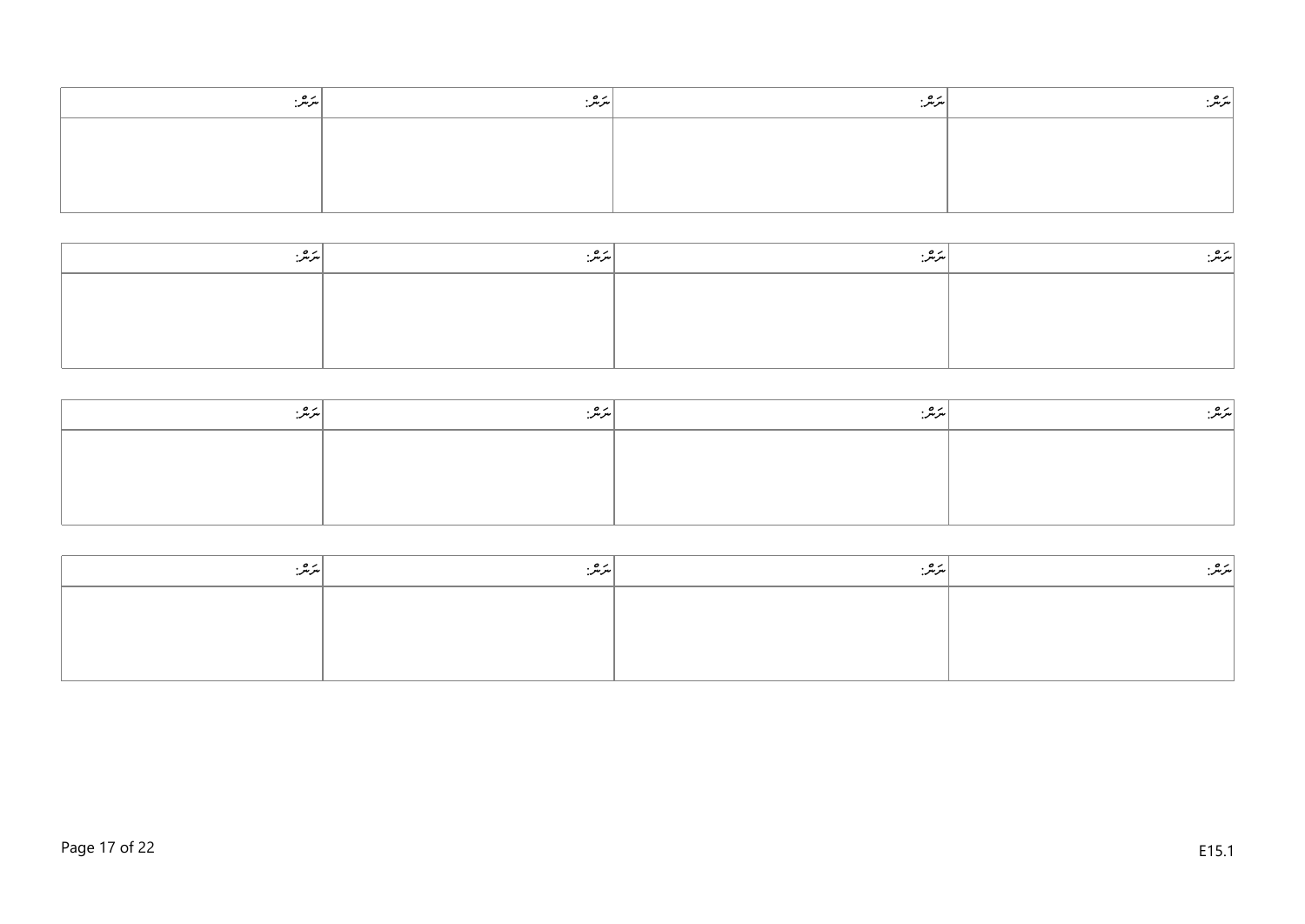| ނަންބަރު: | ނަންބަރު: | ނަންބަރު: | ނަންބަރު: |
|---|---|---|---|
| | | | |

| ނަންބަރު: | ނަންބަރު: | ނަންބަރު: | ނަންބަރު: |
|---|---|---|---|
| | | | |

| ނަންބަރު: | ނަންބަރު: | ނަންބަރު: | ނަންބަރު: |
|---|---|---|---|
| | | | |

| ނަންބަރު: | ނަންބަރު: | ނަންބަރު: | ނަންބަރު: |
|---|---|---|---|
| | | | |

E15.1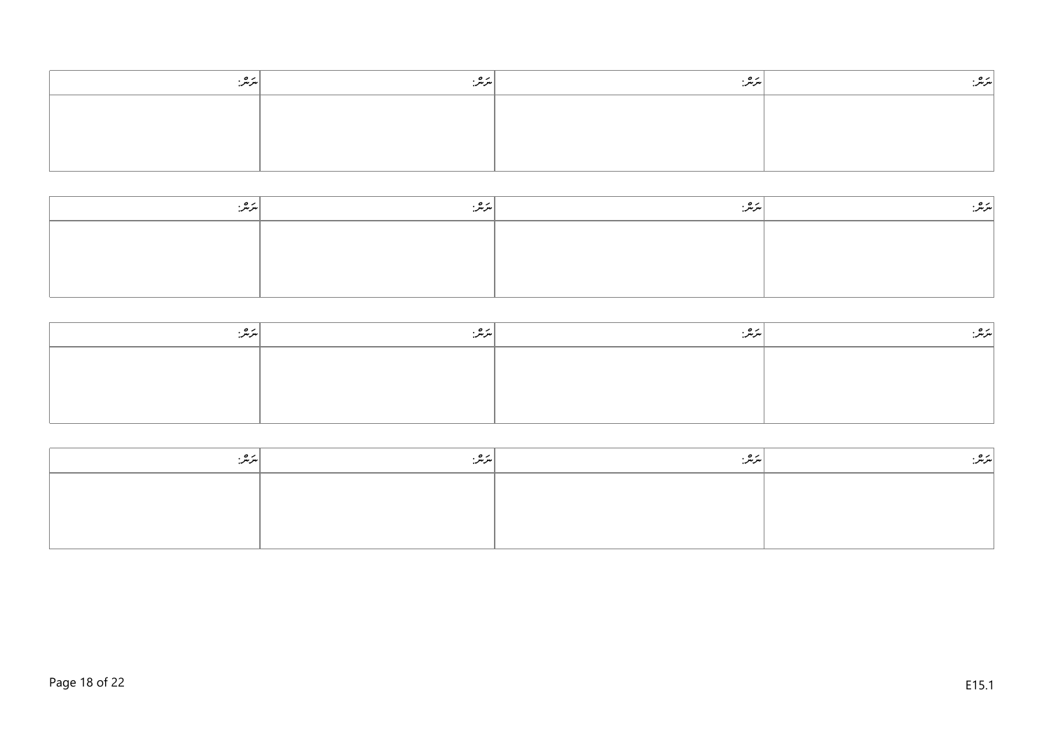| ނަންބަރު: | ނަންބަރު: | ނަންބަރު: | ނަންބަރު: |
| --- | --- | --- | --- |
| | | | |

| ނަންބަރު: | ނަންބަރު: | ނަންބަރު: | ނަންބަރު: |
| --- | --- | --- | --- |
| | | | |

| ނަންބަރު: | ނަންބަރު: | ނަންބަރު: | ނަންބަރު: |
| --- | --- | --- | --- |
| | | | |

| ނަންބަރު: | ނަންބަރު: | ނަންބަރު: | ނަންބަރު: |
| --- | --- | --- | --- |
| | | | |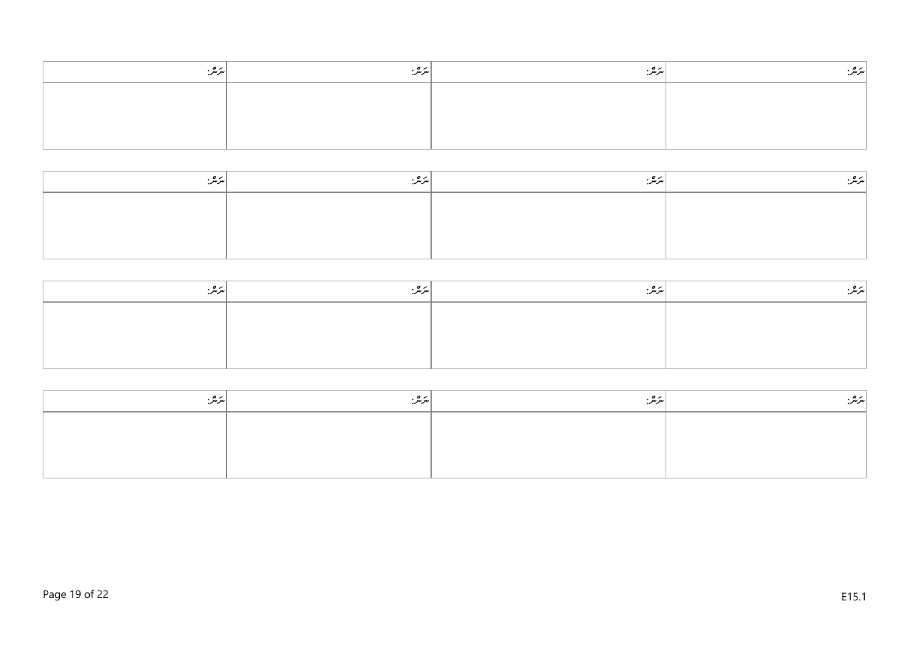| ނަރުދ: | ނަރުދ: | ނަރުދ: | ނަރުދ: |
| --- | --- | --- | --- |
| | | | |

| ނަރުދ: | ނަރުދ: | ނަރުދ: | ނަރުދ: |
| --- | --- | --- | --- |
| | | | |

| ނަރުދ: | ނަރުދ: | ނަރުދ: | ނަރުދ: |
| --- | --- | --- | --- |
| | | | |

| ނަރުދ: | ނަރުދ: | ނަރުދ: | ނަރުދ: |
| --- | --- | --- | --- |
| | | | |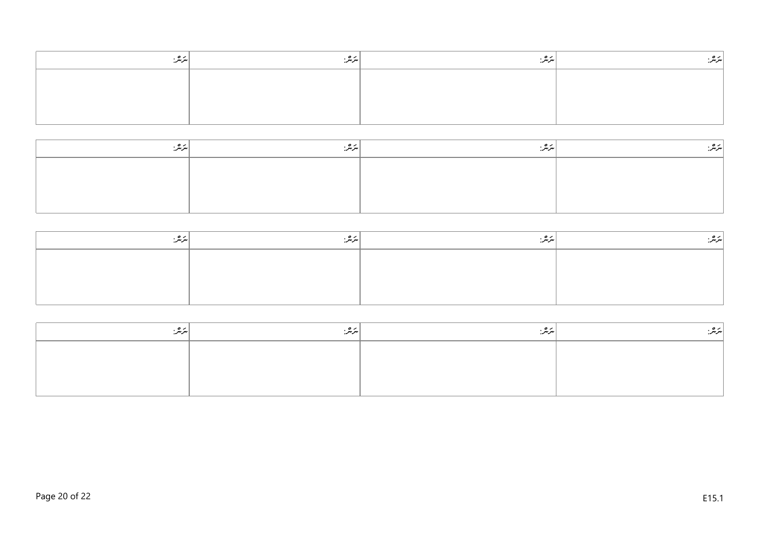| ނަރުދ: | ނަރުދ: | ނަރުދ: | ނަރުދ: |
| --- | --- | --- | --- |
| | | | |

| ނަރުދ: | ނަރުދ: | ނަރުދ: | ނަރުދ: |
| --- | --- | --- | --- |
| | | | |

| ނަރުދ: | ނަރުދ: | ނަރުދ: | ނަރުދ: |
| --- | --- | --- | --- |
| | | | |

| ނަރުދ: | ނަރުދ: | ނަރުދ: | ނަރުދ: |
| --- | --- | --- | --- |
| | | | |

E15.1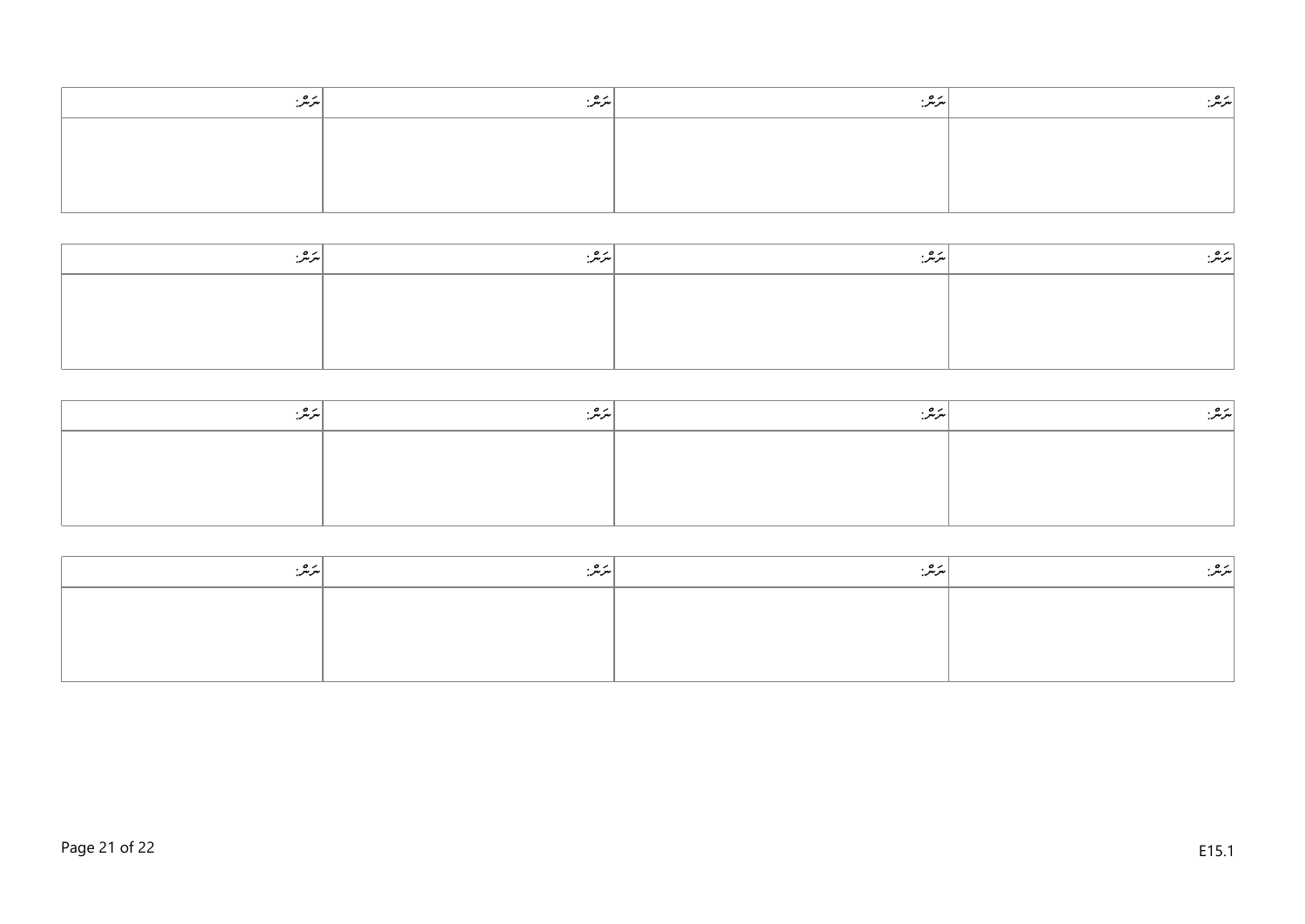| ނަންބަރު: | ނަންބަރު: | ނަންބަރު: | ނަންބަރު: |
|---|---|---|---|
| | | | |

| ނަންބަރު: | ނަންބަރު: | ނަންބަރު: | ނަންބަރު: |
|---|---|---|---|
| | | | |

| ނަންބަރު: | ނަންބަރު: | ނަންބަރު: | ނަންބަރު: |
|---|---|---|---|
| | | | |

| ނަންބަރު: | ނަންބަރު: | ނަންބަރު: | ނަންބަރު: |
|---|---|---|---|
| | | | |

E15.1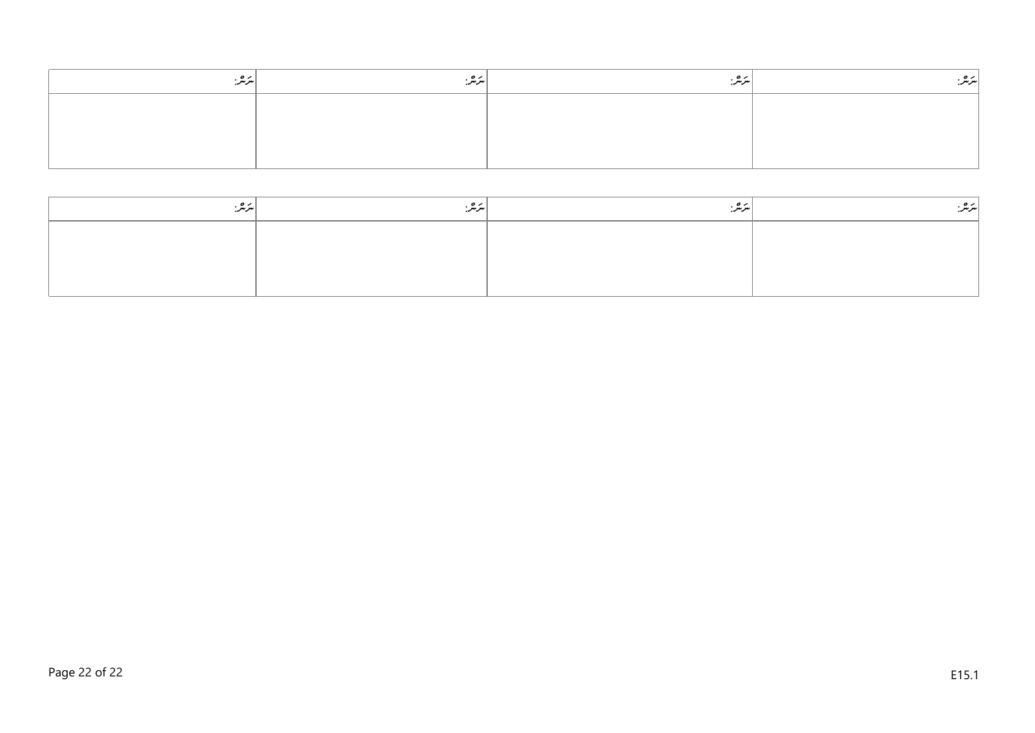| ނަންބަރު: | ނަންބަރު: | ނަންބަރު: | ނަންބަރު: |
|---|---|---|---|
| | | | |

| ނަންބަރު: | ނަންބަރު: | ނަންބަރު: | ނަންބަރު: |
|---|---|---|---|
| | | | |

E15.1